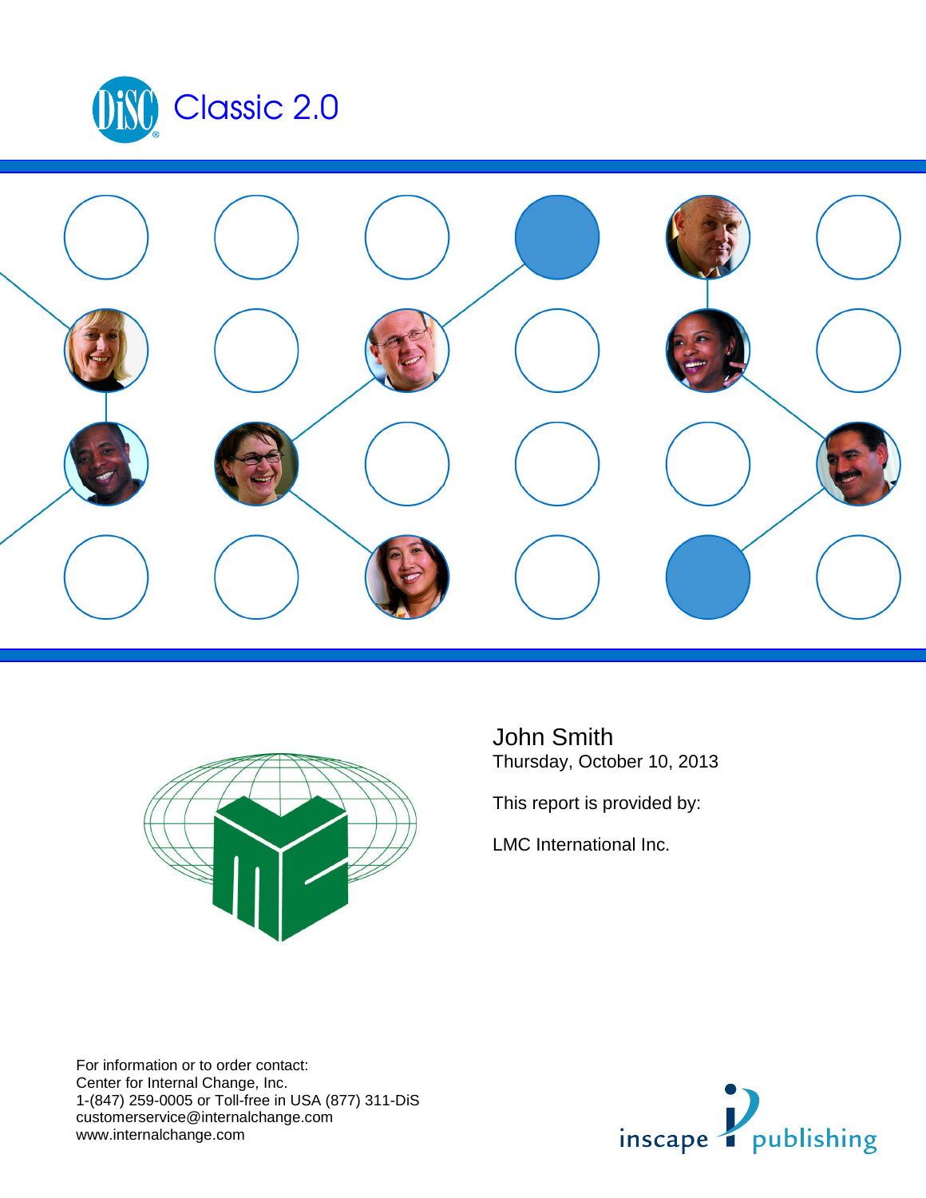# DiSC Classic 2.0

John Smith
Thursday, October 10, 2013

This report is provided by:

LMC International Inc.

For information or to order contact:
Center for Internal Change, Inc.
1-(847) 259-0005 or Toll-free in USA (877) 311-DiS
customerservice@internalchange.com
www.internalchange.com

inscape publishing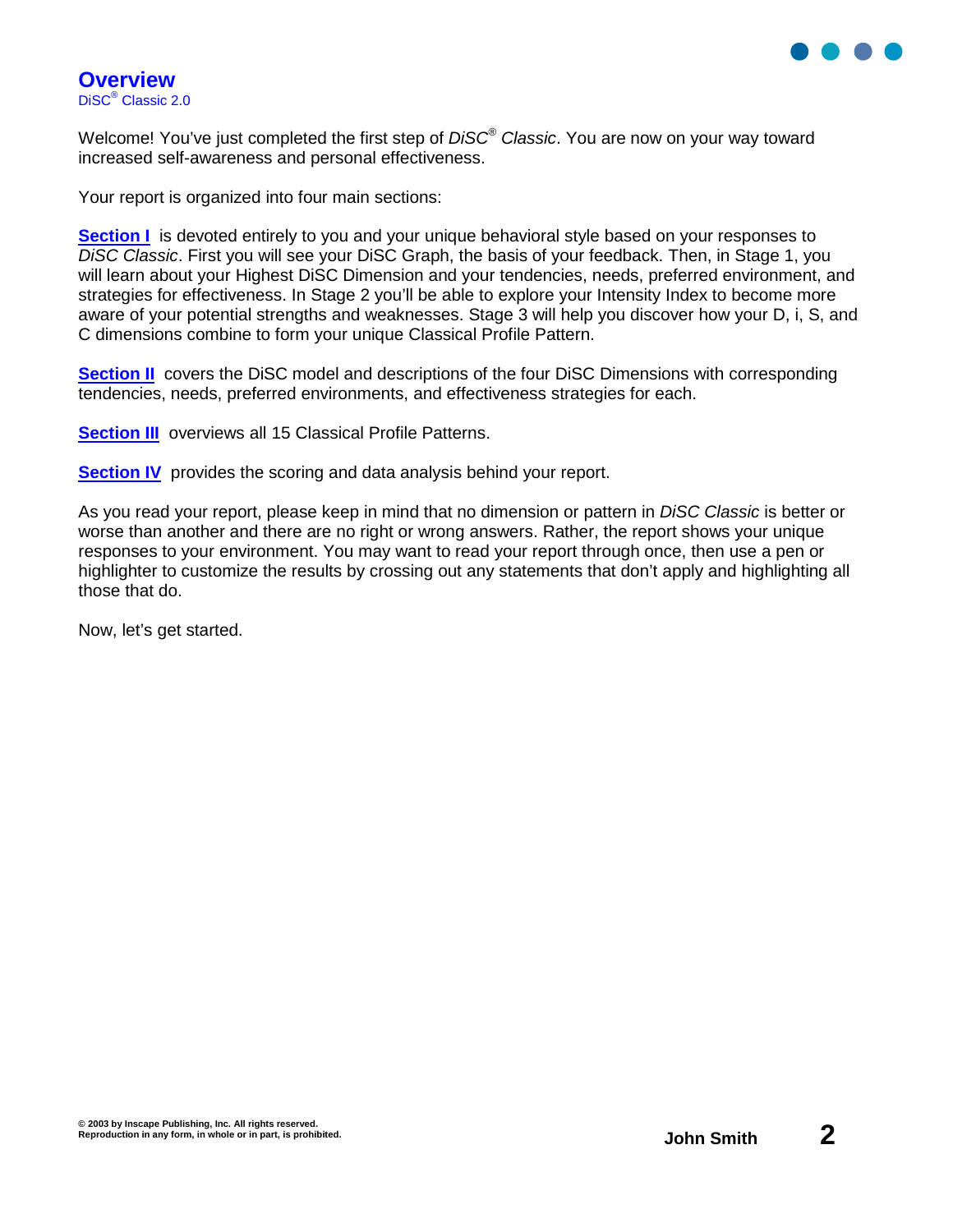# Overview

DiSC® Classic 2.0

Welcome! You've just completed the first step of *DiSC® Classic*. You are now on your way toward increased self-awareness and personal effectiveness.

Your report is organized into four main sections:

**Section I** is devoted entirely to you and your unique behavioral style based on your responses to *DiSC Classic*. First you will see your DiSC Graph, the basis of your feedback. Then, in Stage 1, you will learn about your Highest DiSC Dimension and your tendencies, needs, preferred environment, and strategies for effectiveness. In Stage 2 you'll be able to explore your Intensity Index to become more aware of your potential strengths and weaknesses. Stage 3 will help you discover how your D, i, S, and C dimensions combine to form your unique Classical Profile Pattern.

**Section II** covers the DiSC model and descriptions of the four DiSC Dimensions with corresponding tendencies, needs, preferred environments, and effectiveness strategies for each.

**Section III** overviews all 15 Classical Profile Patterns.

**Section IV** provides the scoring and data analysis behind your report.

As you read your report, please keep in mind that no dimension or pattern in *DiSC Classic* is better or worse than another and there are no right or wrong answers. Rather, the report shows your unique responses to your environment. You may want to read your report through once, then use a pen or highlighter to customize the results by crossing out any statements that don't apply and highlighting all those that do.

Now, let's get started.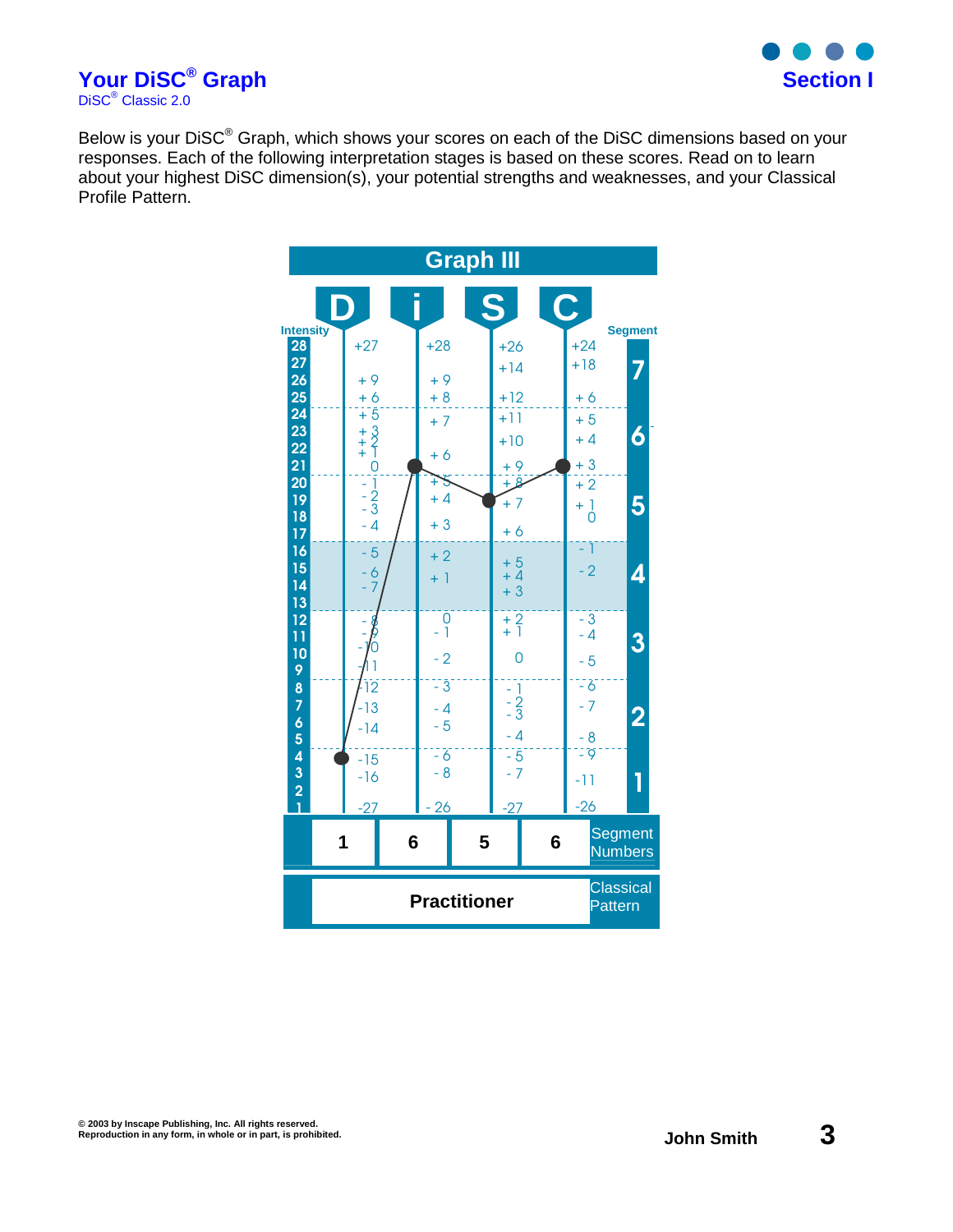# Your DiSC® Graph

DiSC® Classic 2.0

## Section I

Below is your DiSC® Graph, which shows your scores on each of the DiSC dimensions based on your responses. Each of the following interpretation stages is based on these scores. Read on to learn about your highest DiSC dimension(s), your potential strengths and weaknesses, and your Classical Profile Pattern.

### Graph III

| | D | i | S | C |
|---|---|---|---|---|
| Segment Numbers | 1 | 6 | 5 | 6 |

**Classical Pattern:** Practitioner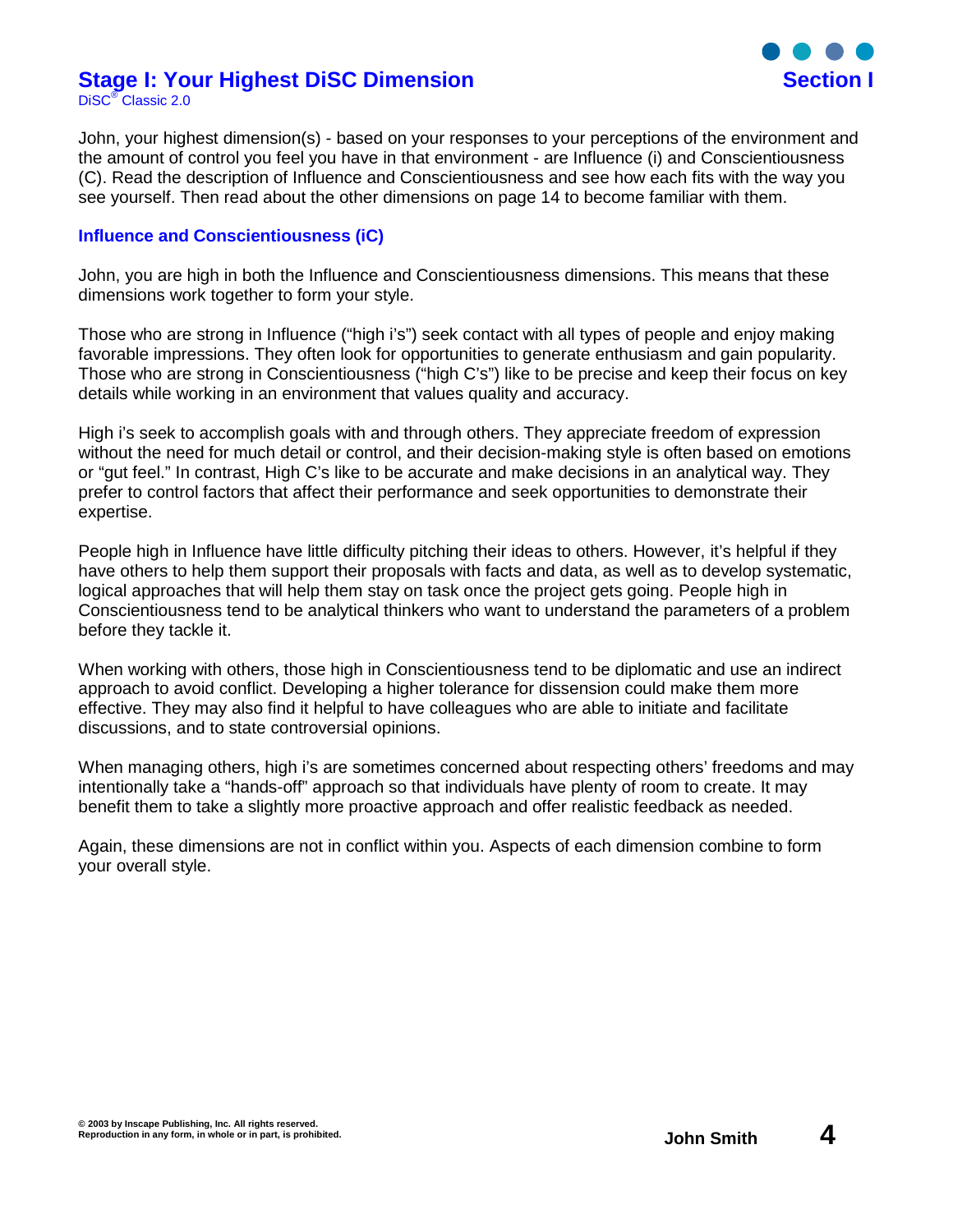## Stage I: Your Highest DiSC Dimension

**Section I**

DiSC® Classic 2.0

John, your highest dimension(s) - based on your responses to your perceptions of the environment and the amount of control you feel you have in that environment - are Influence (i) and Conscientiousness (C). Read the description of Influence and Conscientiousness and see how each fits with the way you see yourself. Then read about the other dimensions on page 14 to become familiar with them.

### Influence and Conscientiousness (iC)

John, you are high in both the Influence and Conscientiousness dimensions. This means that these dimensions work together to form your style.

Those who are strong in Influence ("high i's") seek contact with all types of people and enjoy making favorable impressions. They often look for opportunities to generate enthusiasm and gain popularity. Those who are strong in Conscientiousness ("high C's") like to be precise and keep their focus on key details while working in an environment that values quality and accuracy.

High i's seek to accomplish goals with and through others. They appreciate freedom of expression without the need for much detail or control, and their decision-making style is often based on emotions or "gut feel." In contrast, High C's like to be accurate and make decisions in an analytical way. They prefer to control factors that affect their performance and seek opportunities to demonstrate their expertise.

People high in Influence have little difficulty pitching their ideas to others. However, it's helpful if they have others to help them support their proposals with facts and data, as well as to develop systematic, logical approaches that will help them stay on task once the project gets going. People high in Conscientiousness tend to be analytical thinkers who want to understand the parameters of a problem before they tackle it.

When working with others, those high in Conscientiousness tend to be diplomatic and use an indirect approach to avoid conflict. Developing a higher tolerance for dissension could make them more effective. They may also find it helpful to have colleagues who are able to initiate and facilitate discussions, and to state controversial opinions.

When managing others, high i's are sometimes concerned about respecting others' freedoms and may intentionally take a "hands-off" approach so that individuals have plenty of room to create. It may benefit them to take a slightly more proactive approach and offer realistic feedback as needed.

Again, these dimensions are not in conflict within you. Aspects of each dimension combine to form your overall style.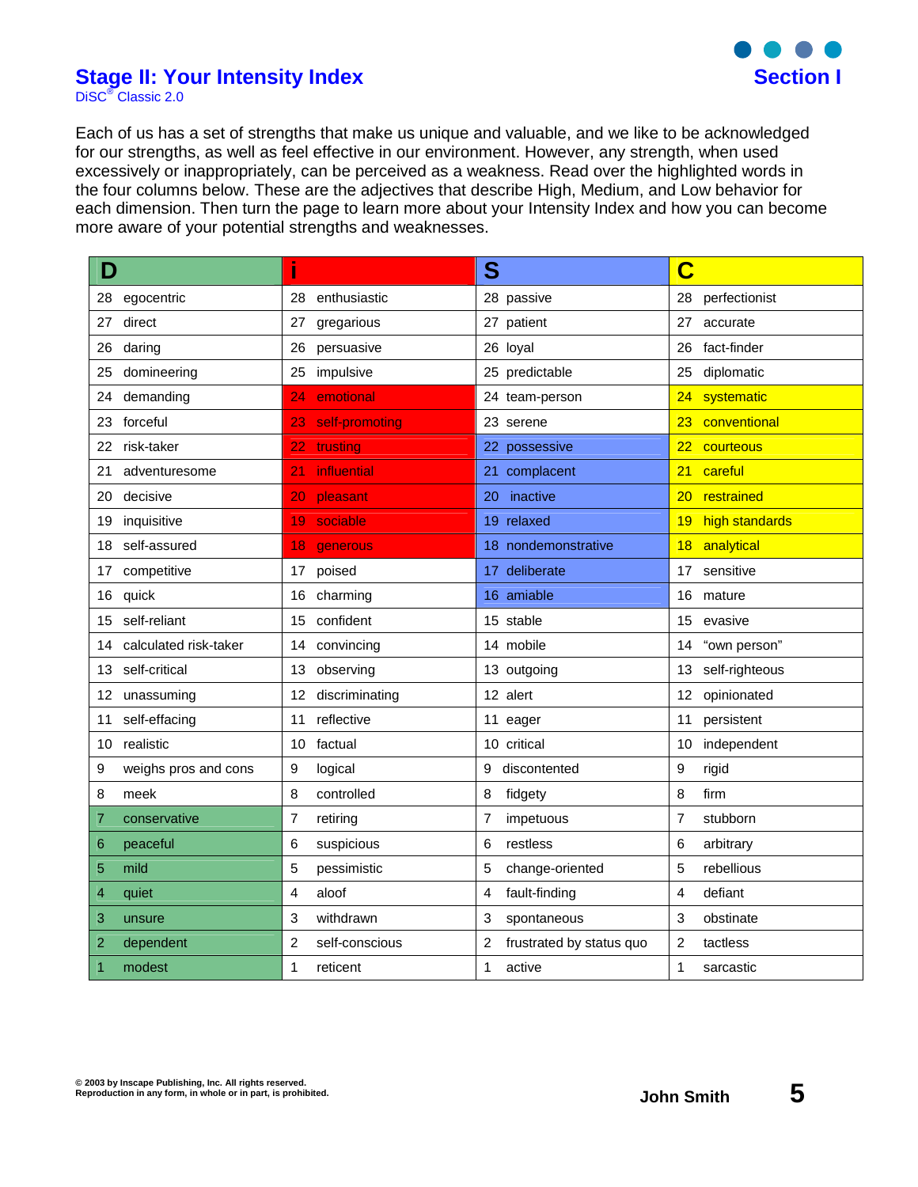## Stage II: Your Intensity Index

DiSC® Classic 2.0

**Section I**

Each of us has a set of strengths that make us unique and valuable, and we like to be acknowledged for our strengths, as well as feel effective in our environment. However, any strength, when used excessively or inappropriately, can be perceived as a weakness. Read over the highlighted words in the four columns below. These are the adjectives that describe High, Medium, and Low behavior for each dimension. Then turn the page to learn more about your Intensity Index and how you can become more aware of your potential strengths and weaknesses.

| D | i | S | C |
|---|---|---|---|
| 28 egocentric | 28 enthusiastic | 28 passive | 28 perfectionist |
| 27 direct | 27 gregarious | 27 patient | 27 accurate |
| 26 daring | 26 persuasive | 26 loyal | 26 fact-finder |
| 25 domineering | 25 impulsive | 25 predictable | 25 diplomatic |
| 24 demanding | 24 emotional | 24 team-person | 24 systematic |
| 23 forceful | 23 self-promoting | 23 serene | 23 conventional |
| 22 risk-taker | 22 trusting | 22 possessive | 22 courteous |
| 21 adventuresome | 21 influential | 21 complacent | 21 careful |
| 20 decisive | 20 pleasant | 20 inactive | 20 restrained |
| 19 inquisitive | 19 sociable | 19 relaxed | 19 high standards |
| 18 self-assured | 18 generous | 18 nondemonstrative | 18 analytical |
| 17 competitive | 17 poised | 17 deliberate | 17 sensitive |
| 16 quick | 16 charming | 16 amiable | 16 mature |
| 15 self-reliant | 15 confident | 15 stable | 15 evasive |
| 14 calculated risk-taker | 14 convincing | 14 mobile | 14 "own person" |
| 13 self-critical | 13 observing | 13 outgoing | 13 self-righteous |
| 12 unassuming | 12 discriminating | 12 alert | 12 opinionated |
| 11 self-effacing | 11 reflective | 11 eager | 11 persistent |
| 10 realistic | 10 factual | 10 critical | 10 independent |
| 9 weighs pros and cons | 9 logical | 9 discontented | 9 rigid |
| 8 meek | 8 controlled | 8 fidgety | 8 firm |
| 7 conservative | 7 retiring | 7 impetuous | 7 stubborn |
| 6 peaceful | 6 suspicious | 6 restless | 6 arbitrary |
| 5 mild | 5 pessimistic | 5 change-oriented | 5 rebellious |
| 4 quiet | 4 aloof | 4 fault-finding | 4 defiant |
| 3 unsure | 3 withdrawn | 3 spontaneous | 3 obstinate |
| 2 dependent | 2 self-conscious | 2 frustrated by status quo | 2 tactless |
| 1 modest | 1 reticent | 1 active | 1 sarcastic |

© 2003 by Inscape Publishing, Inc. All rights reserved.
Reproduction in any form, in whole or in part, is prohibited.

John Smith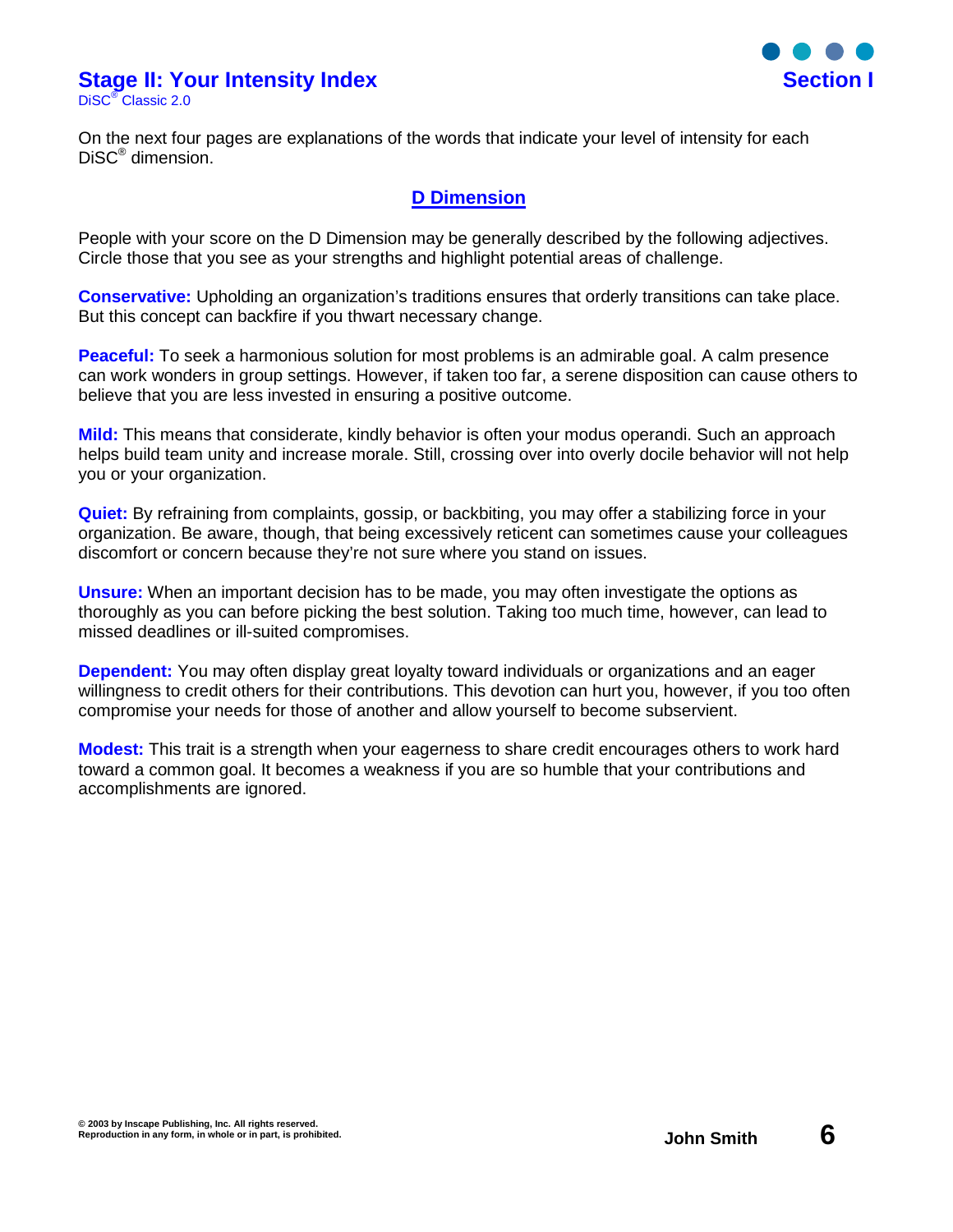# Stage II: Your Intensity Index

DiSC® Classic 2.0

On the next four pages are explanations of the words that indicate your level of intensity for each DiSC® dimension.

## D Dimension

People with your score on the D Dimension may be generally described by the following adjectives. Circle those that you see as your strengths and highlight potential areas of challenge.

**Conservative:** Upholding an organization's traditions ensures that orderly transitions can take place. But this concept can backfire if you thwart necessary change.

**Peaceful:** To seek a harmonious solution for most problems is an admirable goal. A calm presence can work wonders in group settings. However, if taken too far, a serene disposition can cause others to believe that you are less invested in ensuring a positive outcome.

**Mild:** This means that considerate, kindly behavior is often your modus operandi. Such an approach helps build team unity and increase morale. Still, crossing over into overly docile behavior will not help you or your organization.

**Quiet:** By refraining from complaints, gossip, or backbiting, you may offer a stabilizing force in your organization. Be aware, though, that being excessively reticent can sometimes cause your colleagues discomfort or concern because they're not sure where you stand on issues.

**Unsure:** When an important decision has to be made, you may often investigate the options as thoroughly as you can before picking the best solution. Taking too much time, however, can lead to missed deadlines or ill-suited compromises.

**Dependent:** You may often display great loyalty toward individuals or organizations and an eager willingness to credit others for their contributions. This devotion can hurt you, however, if you too often compromise your needs for those of another and allow yourself to become subservient.

**Modest:** This trait is a strength when your eagerness to share credit encourages others to work hard toward a common goal. It becomes a weakness if you are so humble that your contributions and accomplishments are ignored.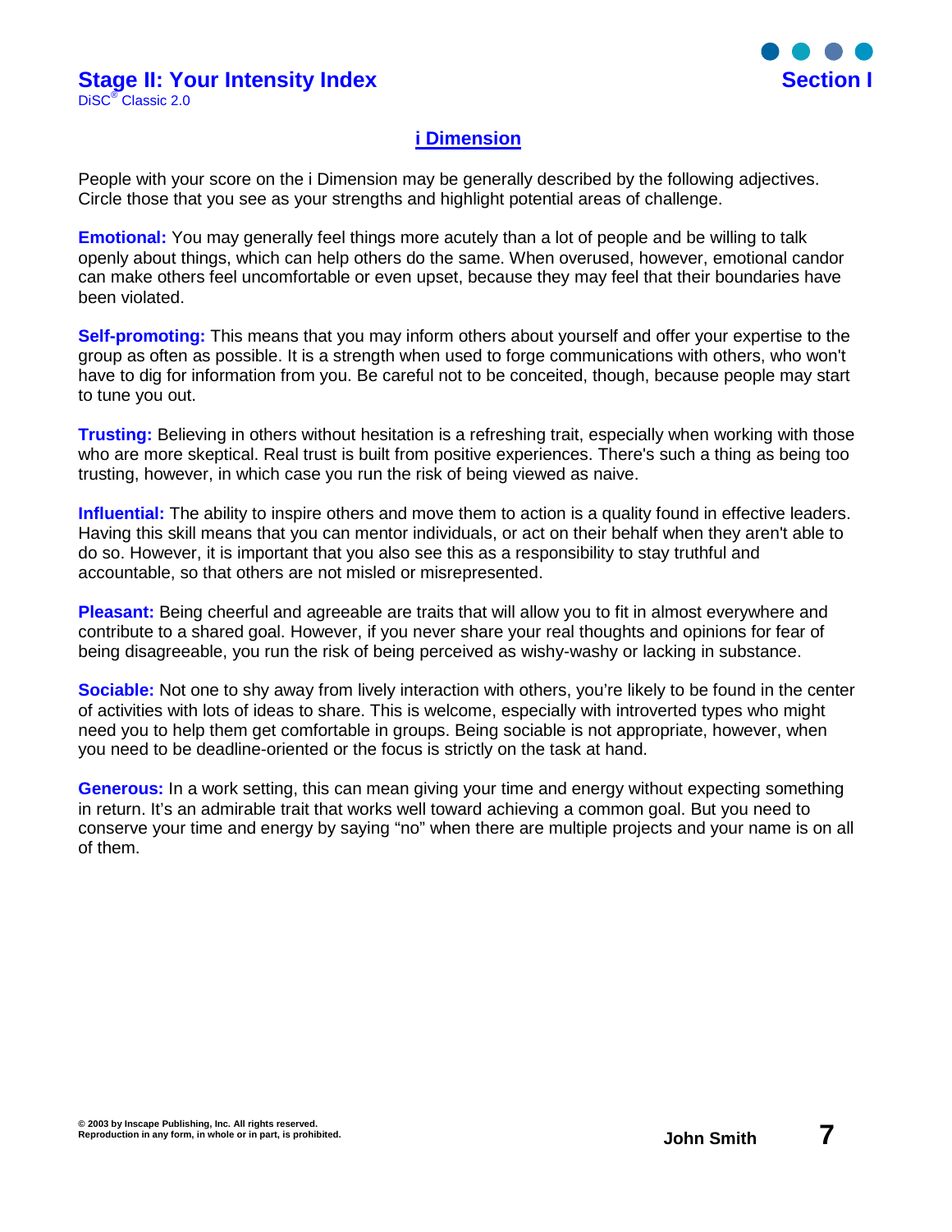## i Dimension

People with your score on the i Dimension may be generally described by the following adjectives. Circle those that you see as your strengths and highlight potential areas of challenge.

**Emotional:** You may generally feel things more acutely than a lot of people and be willing to talk openly about things, which can help others do the same. When overused, however, emotional candor can make others feel uncomfortable or even upset, because they may feel that their boundaries have been violated.

**Self-promoting:** This means that you may inform others about yourself and offer your expertise to the group as often as possible. It is a strength when used to forge communications with others, who won't have to dig for information from you. Be careful not to be conceited, though, because people may start to tune you out.

**Trusting:** Believing in others without hesitation is a refreshing trait, especially when working with those who are more skeptical. Real trust is built from positive experiences. There's such a thing as being too trusting, however, in which case you run the risk of being viewed as naive.

**Influential:** The ability to inspire others and move them to action is a quality found in effective leaders. Having this skill means that you can mentor individuals, or act on their behalf when they aren't able to do so. However, it is important that you also see this as a responsibility to stay truthful and accountable, so that others are not misled or misrepresented.

**Pleasant:** Being cheerful and agreeable are traits that will allow you to fit in almost everywhere and contribute to a shared goal. However, if you never share your real thoughts and opinions for fear of being disagreeable, you run the risk of being perceived as wishy-washy or lacking in substance.

**Sociable:** Not one to shy away from lively interaction with others, you're likely to be found in the center of activities with lots of ideas to share. This is welcome, especially with introverted types who might need you to help them get comfortable in groups. Being sociable is not appropriate, however, when you need to be deadline-oriented or the focus is strictly on the task at hand.

**Generous:** In a work setting, this can mean giving your time and energy without expecting something in return. It's an admirable trait that works well toward achieving a common goal. But you need to conserve your time and energy by saying "no" when there are multiple projects and your name is on all of them.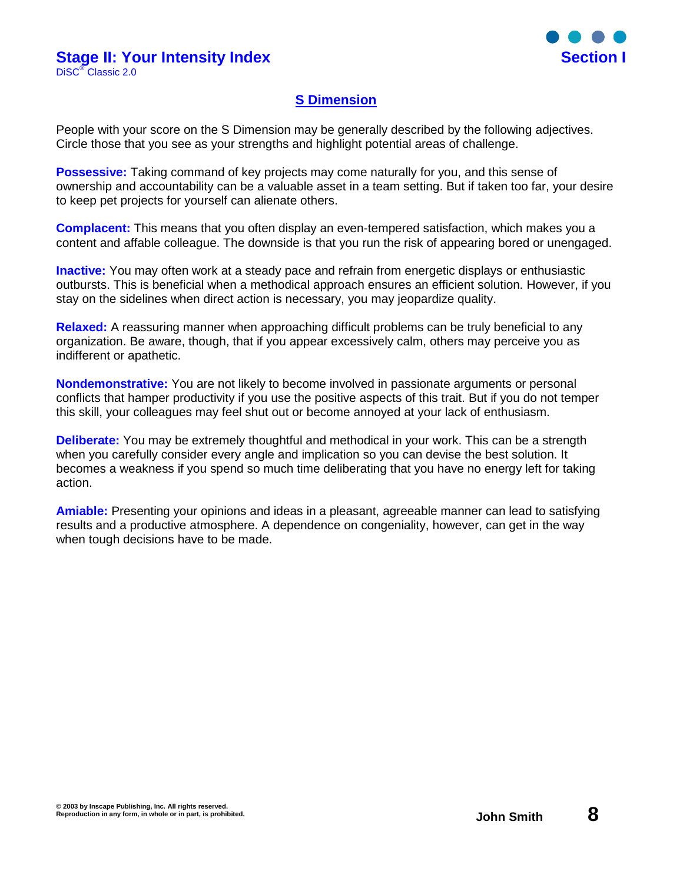## S Dimension

People with your score on the S Dimension may be generally described by the following adjectives. Circle those that you see as your strengths and highlight potential areas of challenge.

**Possessive:** Taking command of key projects may come naturally for you, and this sense of ownership and accountability can be a valuable asset in a team setting. But if taken too far, your desire to keep pet projects for yourself can alienate others.

**Complacent:** This means that you often display an even-tempered satisfaction, which makes you a content and affable colleague. The downside is that you run the risk of appearing bored or unengaged.

**Inactive:** You may often work at a steady pace and refrain from energetic displays or enthusiastic outbursts. This is beneficial when a methodical approach ensures an efficient solution. However, if you stay on the sidelines when direct action is necessary, you may jeopardize quality.

**Relaxed:** A reassuring manner when approaching difficult problems can be truly beneficial to any organization. Be aware, though, that if you appear excessively calm, others may perceive you as indifferent or apathetic.

**Nondemonstrative:** You are not likely to become involved in passionate arguments or personal conflicts that hamper productivity if you use the positive aspects of this trait. But if you do not temper this skill, your colleagues may feel shut out or become annoyed at your lack of enthusiasm.

**Deliberate:** You may be extremely thoughtful and methodical in your work. This can be a strength when you carefully consider every angle and implication so you can devise the best solution. It becomes a weakness if you spend so much time deliberating that you have no energy left for taking action.

**Amiable:** Presenting your opinions and ideas in a pleasant, agreeable manner can lead to satisfying results and a productive atmosphere. A dependence on congeniality, however, can get in the way when tough decisions have to be made.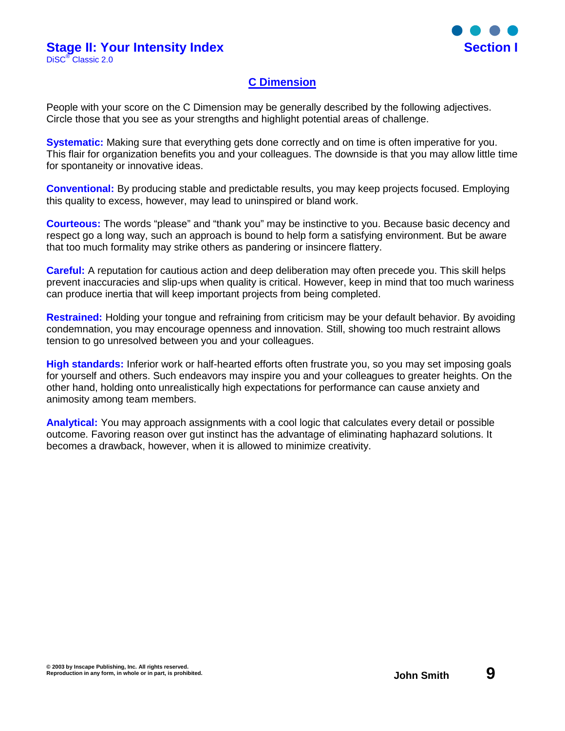## C Dimension

People with your score on the C Dimension may be generally described by the following adjectives. Circle those that you see as your strengths and highlight potential areas of challenge.

**Systematic:** Making sure that everything gets done correctly and on time is often imperative for you. This flair for organization benefits you and your colleagues. The downside is that you may allow little time for spontaneity or innovative ideas.

**Conventional:** By producing stable and predictable results, you may keep projects focused. Employing this quality to excess, however, may lead to uninspired or bland work.

**Courteous:** The words "please" and "thank you" may be instinctive to you. Because basic decency and respect go a long way, such an approach is bound to help form a satisfying environment. But be aware that too much formality may strike others as pandering or insincere flattery.

**Careful:** A reputation for cautious action and deep deliberation may often precede you. This skill helps prevent inaccuracies and slip-ups when quality is critical. However, keep in mind that too much wariness can produce inertia that will keep important projects from being completed.

**Restrained:** Holding your tongue and refraining from criticism may be your default behavior. By avoiding condemnation, you may encourage openness and innovation. Still, showing too much restraint allows tension to go unresolved between you and your colleagues.

**High standards:** Inferior work or half-hearted efforts often frustrate you, so you may set imposing goals for yourself and others. Such endeavors may inspire you and your colleagues to greater heights. On the other hand, holding onto unrealistically high expectations for performance can cause anxiety and animosity among team members.

**Analytical:** You may approach assignments with a cool logic that calculates every detail or possible outcome. Favoring reason over gut instinct has the advantage of eliminating haphazard solutions. It becomes a drawback, however, when it is allowed to minimize creativity.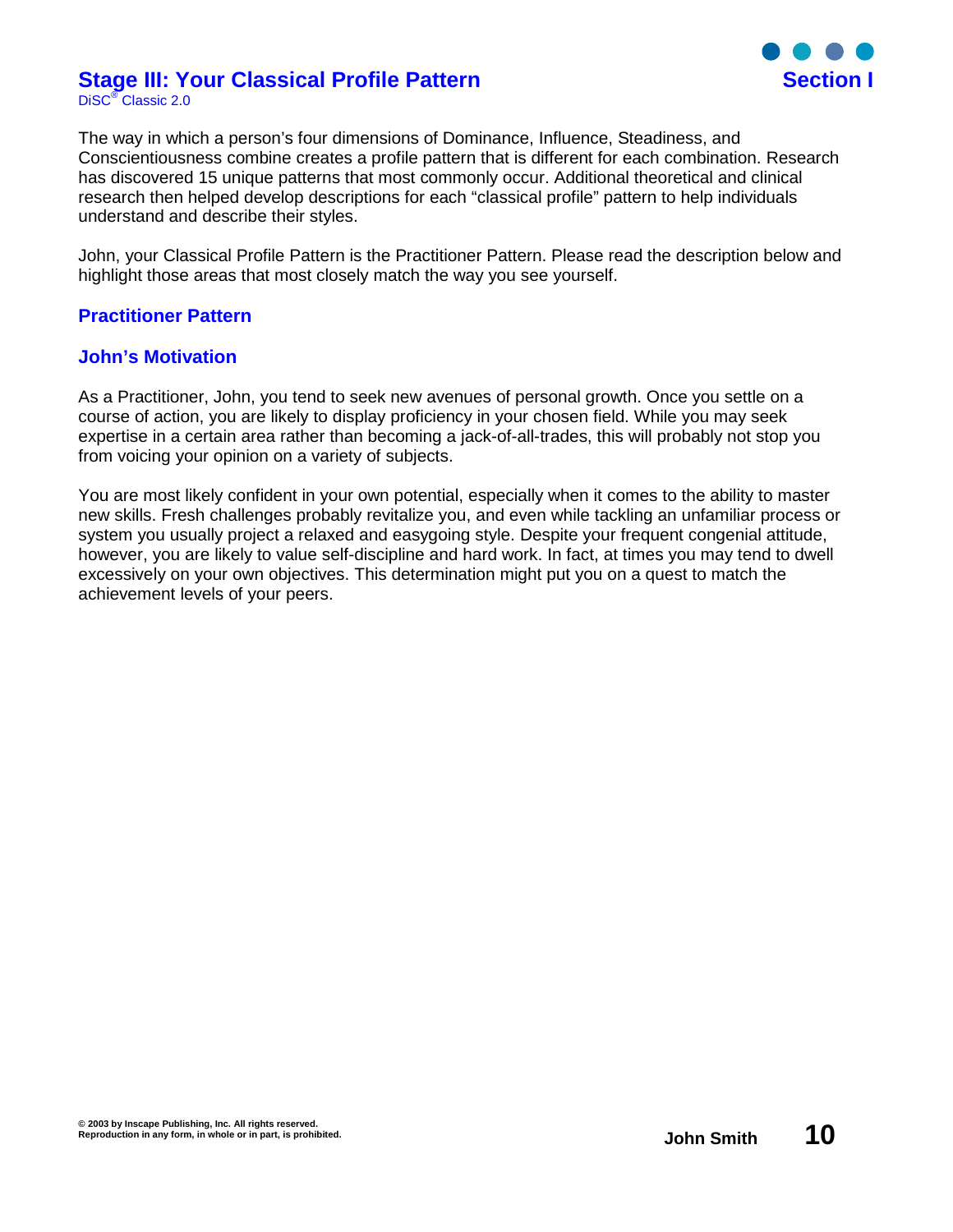# Stage III: Your Classical Profile Pattern

DiSC® Classic 2.0

The way in which a person's four dimensions of Dominance, Influence, Steadiness, and Conscientiousness combine creates a profile pattern that is different for each combination. Research has discovered 15 unique patterns that most commonly occur. Additional theoretical and clinical research then helped develop descriptions for each "classical profile" pattern to help individuals understand and describe their styles.

John, your Classical Profile Pattern is the Practitioner Pattern. Please read the description below and highlight those areas that most closely match the way you see yourself.

## Practitioner Pattern

## John's Motivation

As a Practitioner, John, you tend to seek new avenues of personal growth. Once you settle on a course of action, you are likely to display proficiency in your chosen field. While you may seek expertise in a certain area rather than becoming a jack-of-all-trades, this will probably not stop you from voicing your opinion on a variety of subjects.

You are most likely confident in your own potential, especially when it comes to the ability to master new skills. Fresh challenges probably revitalize you, and even while tackling an unfamiliar process or system you usually project a relaxed and easygoing style. Despite your frequent congenial attitude, however, you are likely to value self-discipline and hard work. In fact, at times you may tend to dwell excessively on your own objectives. This determination might put you on a quest to match the achievement levels of your peers.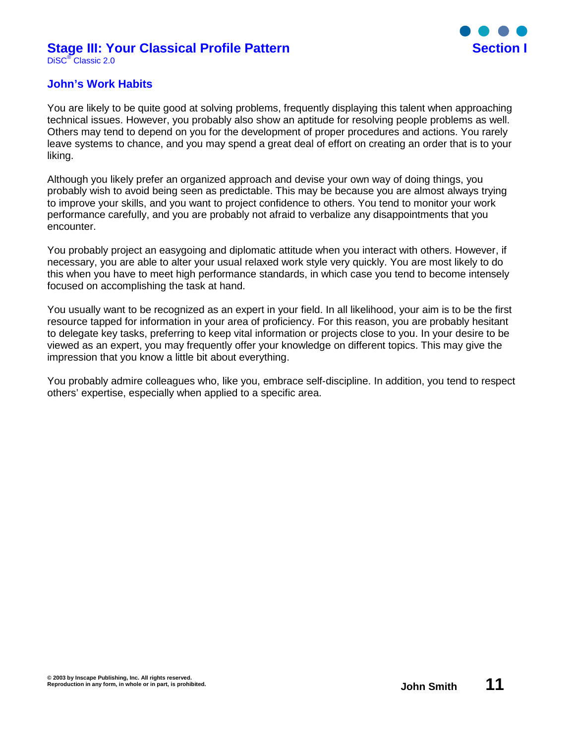## John's Work Habits

You are likely to be quite good at solving problems, frequently displaying this talent when approaching technical issues. However, you probably also show an aptitude for resolving people problems as well. Others may tend to depend on you for the development of proper procedures and actions. You rarely leave systems to chance, and you may spend a great deal of effort on creating an order that is to your liking.

Although you likely prefer an organized approach and devise your own way of doing things, you probably wish to avoid being seen as predictable. This may be because you are almost always trying to improve your skills, and you want to project confidence to others. You tend to monitor your work performance carefully, and you are probably not afraid to verbalize any disappointments that you encounter.

You probably project an easygoing and diplomatic attitude when you interact with others. However, if necessary, you are able to alter your usual relaxed work style very quickly. You are most likely to do this when you have to meet high performance standards, in which case you tend to become intensely focused on accomplishing the task at hand.

You usually want to be recognized as an expert in your field. In all likelihood, your aim is to be the first resource tapped for information in your area of proficiency. For this reason, you are probably hesitant to delegate key tasks, preferring to keep vital information or projects close to you. In your desire to be viewed as an expert, you may frequently offer your knowledge on different topics. This may give the impression that you know a little bit about everything.

You probably admire colleagues who, like you, embrace self-discipline. In addition, you tend to respect others' expertise, especially when applied to a specific area.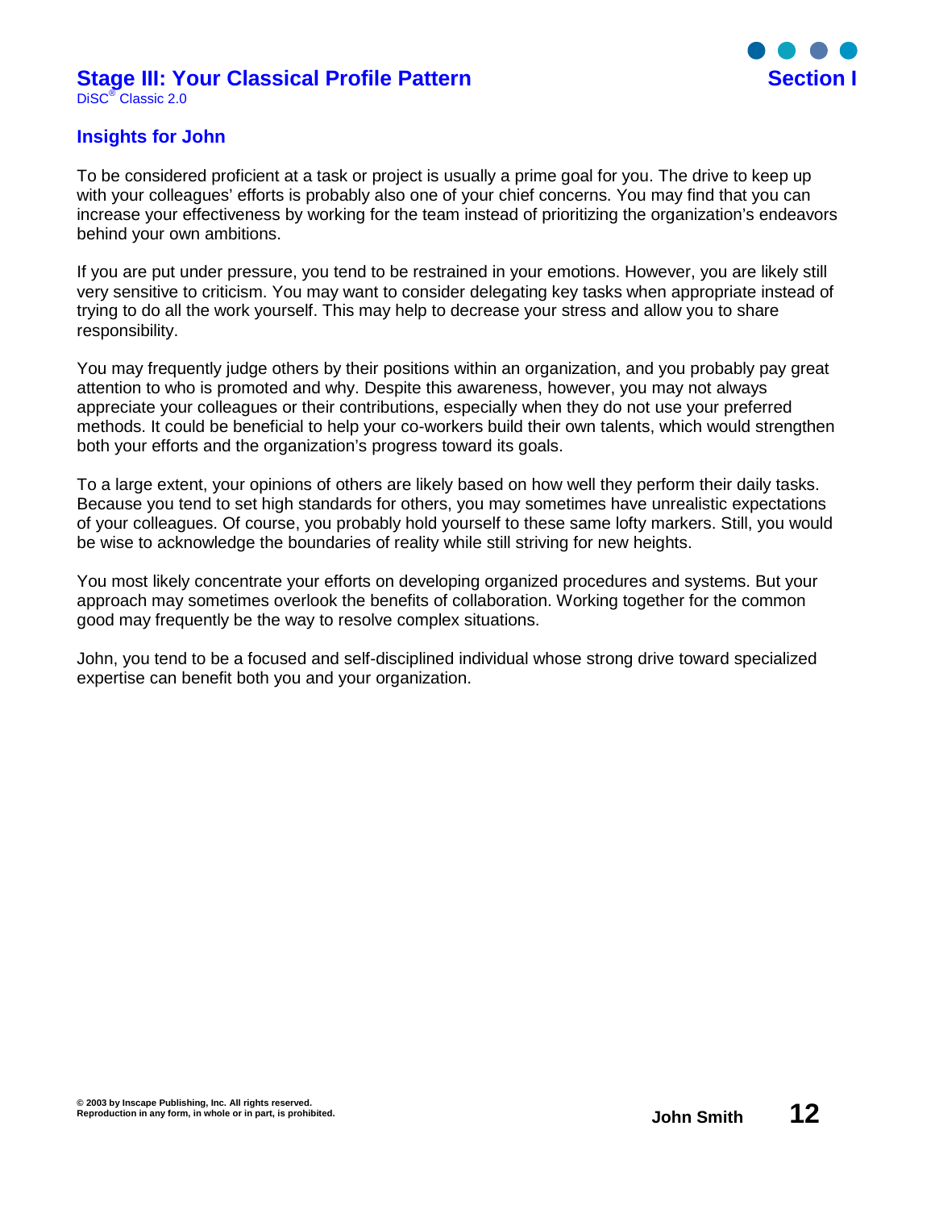## Insights for John

To be considered proficient at a task or project is usually a prime goal for you. The drive to keep up with your colleagues' efforts is probably also one of your chief concerns. You may find that you can increase your effectiveness by working for the team instead of prioritizing the organization's endeavors behind your own ambitions.

If you are put under pressure, you tend to be restrained in your emotions. However, you are likely still very sensitive to criticism. You may want to consider delegating key tasks when appropriate instead of trying to do all the work yourself. This may help to decrease your stress and allow you to share responsibility.

You may frequently judge others by their positions within an organization, and you probably pay great attention to who is promoted and why. Despite this awareness, however, you may not always appreciate your colleagues or their contributions, especially when they do not use your preferred methods. It could be beneficial to help your co-workers build their own talents, which would strengthen both your efforts and the organization's progress toward its goals.

To a large extent, your opinions of others are likely based on how well they perform their daily tasks. Because you tend to set high standards for others, you may sometimes have unrealistic expectations of your colleagues. Of course, you probably hold yourself to these same lofty markers. Still, you would be wise to acknowledge the boundaries of reality while still striving for new heights.

You most likely concentrate your efforts on developing organized procedures and systems. But your approach may sometimes overlook the benefits of collaboration. Working together for the common good may frequently be the way to resolve complex situations.

John, you tend to be a focused and self-disciplined individual whose strong drive toward specialized expertise can benefit both you and your organization.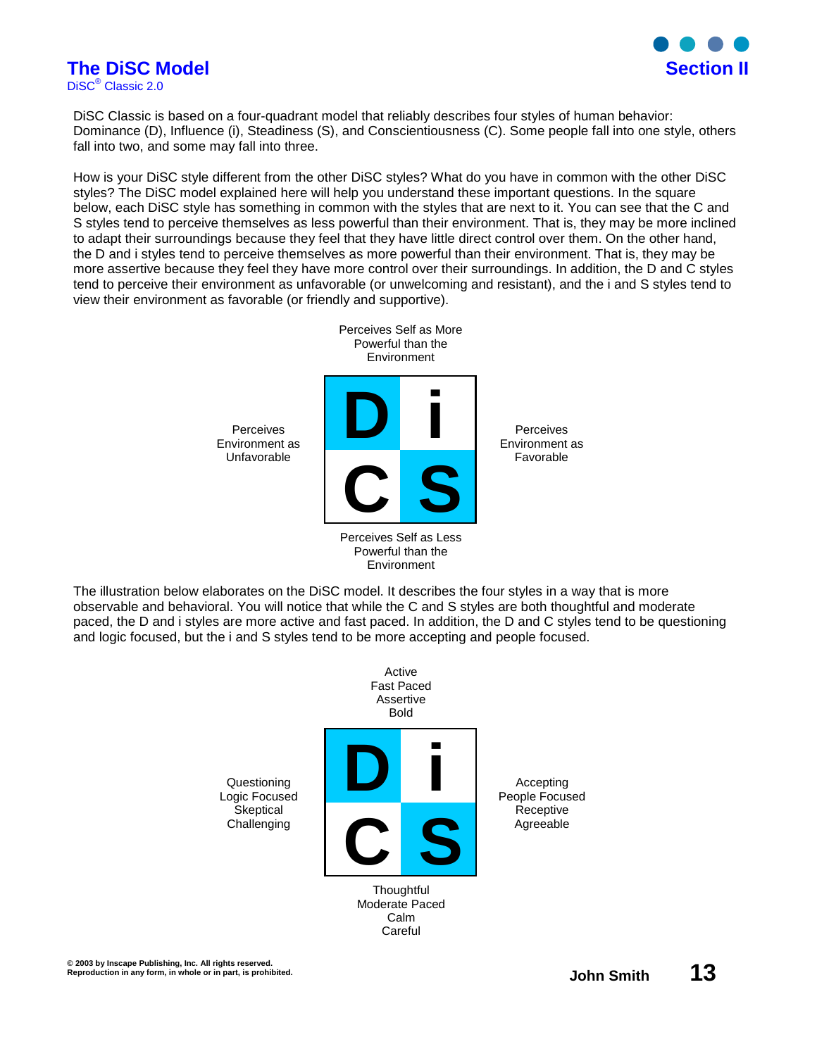# The DiSC Model

DiSC® Classic 2.0

## Section II

DiSC Classic is based on a four-quadrant model that reliably describes four styles of human behavior: Dominance (D), Influence (i), Steadiness (S), and Conscientiousness (C). Some people fall into one style, others fall into two, and some may fall into three.

How is your DiSC style different from the other DiSC styles? What do you have in common with the other DiSC styles? The DiSC model explained here will help you understand these important questions. In the square below, each DiSC style has something in common with the styles that are next to it. You can see that the C and S styles tend to perceive themselves as less powerful than their environment. That is, they may be more inclined to adapt their surroundings because they feel that they have little direct control over them. On the other hand, the D and i styles tend to perceive themselves as more powerful than their environment. That is, they may be more assertive because they feel they have more control over their surroundings. In addition, the D and C styles tend to perceive their environment as unfavorable (or unwelcoming and resistant), and the i and S styles tend to view their environment as favorable (or friendly and supportive).

Perceives Self as More Powerful than the Environment

| Perceives Environment as Unfavorable | D | i | Perceives Environment as Favorable |
|---|---|---|---|
| | C | S | |

Perceives Self as Less Powerful than the Environment

The illustration below elaborates on the DiSC model. It describes the four styles in a way that is more observable and behavioral. You will notice that while the C and S styles are both thoughtful and moderate paced, the D and i styles are more active and fast paced. In addition, the D and C styles tend to be questioning and logic focused, but the i and S styles tend to be more accepting and people focused.

Active
Fast Paced
Assertive
Bold

| Questioning, Logic Focused, Skeptical, Challenging | D | i | Accepting, People Focused, Receptive, Agreeable |
|---|---|---|---|
| | C | S | |

Thoughtful
Moderate Paced
Calm
Careful

© 2003 by Inscape Publishing, Inc. All rights reserved.
Reproduction in any form, in whole or in part, is prohibited.

John Smith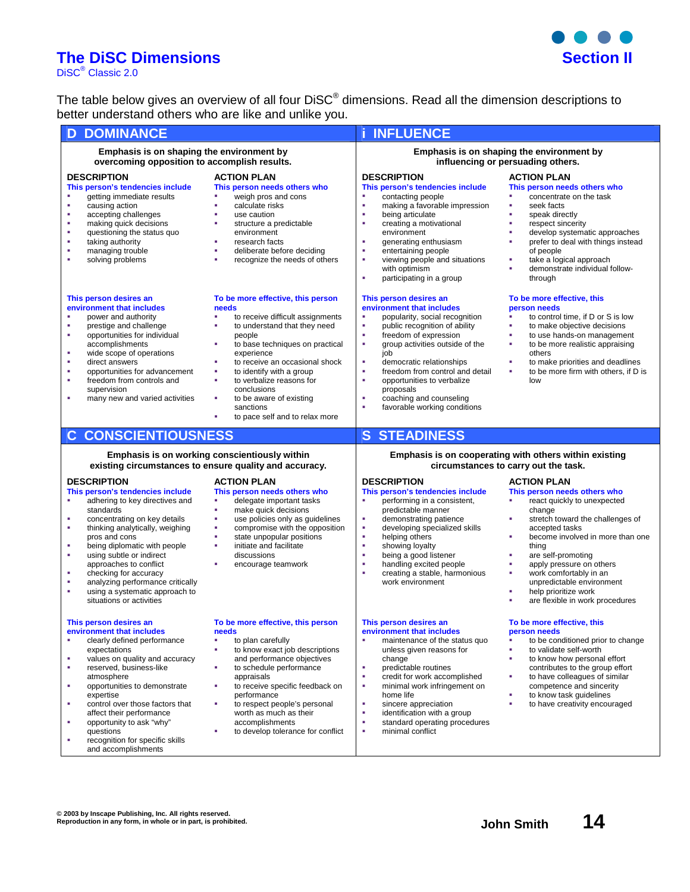# The DiSC Dimensions

DiSC® Classic 2.0

## Section II

The table below gives an overview of all four DiSC® dimensions. Read all the dimension descriptions to better understand others who are like and unlike you.

## D DOMINANCE

**Emphasis is on shaping the environment by overcoming opposition to accomplish results.**

### DESCRIPTION

**This person's tendencies include**

- getting immediate results
- causing action
- accepting challenges
- making quick decisions
- questioning the status quo
- taking authority
- managing trouble
- solving problems

**This person desires an environment that includes**

- power and authority
- prestige and challenge
- opportunities for individual accomplishments
- wide scope of operations
- direct answers
- opportunities for advancement
- freedom from controls and supervision
- many new and varied activities

### ACTION PLAN

**This person needs others who**

- weigh pros and cons
- calculate risks
- use caution
- structure a predictable environment
- research facts
- deliberate before deciding
- recognize the needs of others

**To be more effective, this person needs**

- to receive difficult assignments
- to understand that they need people
- to base techniques on practical experience
- to receive an occasional shock
- to identify with a group
- to verbalize reasons for conclusions
- to be aware of existing sanctions
- to pace self and to relax more

## i INFLUENCE

**Emphasis is on shaping the environment by influencing or persuading others.**

### DESCRIPTION

**This person's tendencies include**

- contacting people
- making a favorable impression
- being articulate
- creating a motivational environment
- generating enthusiasm
- entertaining people
- viewing people and situations with optimism
- participating in a group

**This person desires an environment that includes**

- popularity, social recognition
- public recognition of ability
- freedom of expression
- group activities outside of the job
- democratic relationships
- freedom from control and detail
- opportunities to verbalize proposals
- coaching and counseling
- favorable working conditions

### ACTION PLAN

**This person needs others who**

- concentrate on the task
- seek facts
- speak directly
- respect sincerity
- develop systematic approaches
- prefer to deal with things instead of people
- take a logical approach
- demonstrate individual follow-through

**To be more effective, this person needs**

- to control time, if D or S is low
- to make objective decisions
- to use hands-on management
- to be more realistic appraising others
- to make priorities and deadlines
- to be more firm with others, if D is low

## C CONSCIENTIOUSNESS

**Emphasis is on working conscientiously within existing circumstances to ensure quality and accuracy.**

### DESCRIPTION

**This person's tendencies include**

- adhering to key directives and standards
- concentrating on key details
- thinking analytically, weighing pros and cons
- being diplomatic with people
- using subtle or indirect approaches to conflict
- checking for accuracy
- analyzing performance critically
- using a systematic approach to situations or activities

**This person desires an environment that includes**

- clearly defined performance expectations
- values on quality and accuracy
- reserved, business-like atmosphere
- opportunities to demonstrate expertise
- control over those factors that affect their performance
- opportunity to ask "why" questions
- recognition for specific skills and accomplishments

### ACTION PLAN

**This person needs others who**

- delegate important tasks
- make quick decisions
- use policies only as guidelines
- compromise with the opposition
- state unpopular positions
- initiate and facilitate discussions
- encourage teamwork

**To be more effective, this person needs**

- to plan carefully
- to know exact job descriptions and performance objectives
- to schedule performance appraisals
- to receive specific feedback on performance
- to respect people's personal worth as much as their accomplishments
- to develop tolerance for conflict

## S STEADINESS

**Emphasis is on cooperating with others within existing circumstances to carry out the task.**

### DESCRIPTION

**This person's tendencies include**

- performing in a consistent, predictable manner
- demonstrating patience
- developing specialized skills
- helping others
- showing loyalty
- being a good listener
- handling excited people
- creating a stable, harmonious work environment

**This person desires an environment that includes**

- maintenance of the status quo unless given reasons for change
- predictable routines
- credit for work accomplished
- minimal work infringement on home life
- sincere appreciation
- identification with a group
- standard operating procedures
- minimal conflict

### ACTION PLAN

**This person needs others who**

- react quickly to unexpected change
- stretch toward the challenges of accepted tasks
- become involved in more than one thing
- are self-promoting
- apply pressure on others
- work comfortably in an unpredictable environment
- help prioritize work
- are flexible in work procedures

**To be more effective, this person needs**

- to be conditioned prior to change
- to validate self-worth
- to know how personal effort contributes to the group effort
- to have colleagues of similar competence and sincerity
- to know task guidelines
- to have creativity encouraged

© 2003 by Inscape Publishing, Inc. All rights reserved.
Reproduction in any form, in whole or in part, is prohibited.

John Smith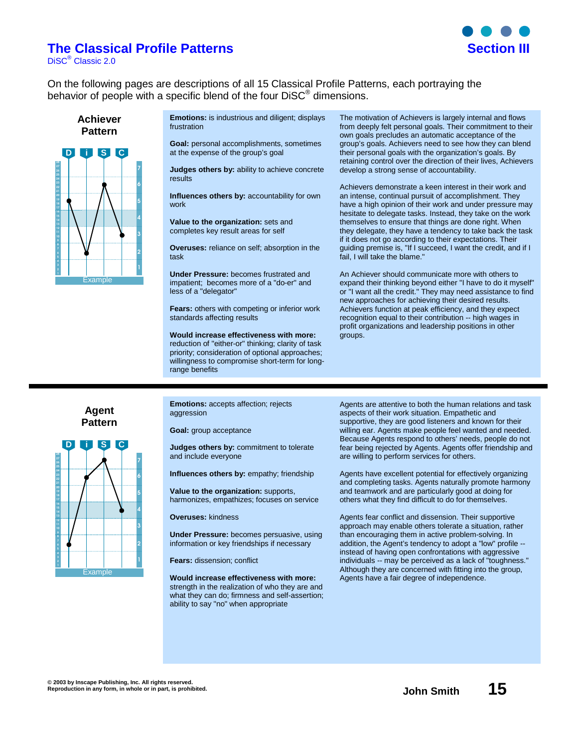# The Classical Profile Patterns

DiSC® Classic 2.0

## Section III

On the following pages are descriptions of all 15 Classical Profile Patterns, each portraying the behavior of people with a specific blend of the four DiSC® dimensions.

### Achiever Pattern

D i S C

Example

**Emotions:** is industrious and diligent; displays frustration

**Goal:** personal accomplishments, sometimes at the expense of the group's goal

**Judges others by:** ability to achieve concrete results

**Influences others by:** accountability for own work

**Value to the organization:** sets and completes key result areas for self

**Overuses:** reliance on self; absorption in the task

**Under Pressure:** becomes frustrated and impatient; becomes more of a "do-er" and less of a "delegator"

**Fears:** others with competing or inferior work standards affecting results

**Would increase effectiveness with more:** reduction of "either-or" thinking; clarity of task priority; consideration of optional approaches; willingness to compromise short-term for long-range benefits

The motivation of Achievers is largely internal and flows from deeply felt personal goals. Their commitment to their own goals precludes an automatic acceptance of the group's goals. Achievers need to see how they can blend their personal goals with the organization's goals. By retaining control over the direction of their lives, Achievers develop a strong sense of accountability.

Achievers demonstrate a keen interest in their work and an intense, continual pursuit of accomplishment. They have a high opinion of their work and under pressure may hesitate to delegate tasks. Instead, they take on the work themselves to ensure that things are done right. When they delegate, they have a tendency to take back the task if it does not go according to their expectations. Their guiding premise is, "If I succeed, I want the credit, and if I fail, I will take the blame."

An Achiever should communicate more with others to expand their thinking beyond either "I have to do it myself" or "I want all the credit." They may need assistance to find new approaches for achieving their desired results. Achievers function at peak efficiency, and they expect recognition equal to their contribution -- high wages in profit organizations and leadership positions in other groups.

---

### Agent Pattern

D i S C

Example

**Emotions:** accepts affection; rejects aggression

**Goal:** group acceptance

**Judges others by:** commitment to tolerate and include everyone

**Influences others by:** empathy; friendship

**Value to the organization:** supports, harmonizes, empathizes; focuses on service

**Overuses:** kindness

**Under Pressure:** becomes persuasive, using information or key friendships if necessary

**Fears:** dissension; conflict

**Would increase effectiveness with more:** strength in the realization of who they are and what they can do; firmness and self-assertion; ability to say "no" when appropriate

Agents are attentive to both the human relations and task aspects of their work situation. Empathetic and supportive, they are good listeners and known for their willing ear. Agents make people feel wanted and needed. Because Agents respond to others' needs, people do not fear being rejected by Agents. Agents offer friendship and are willing to perform services for others.

Agents have excellent potential for effectively organizing and completing tasks. Agents naturally promote harmony and teamwork and are particularly good at doing for others what they find difficult to do for themselves.

Agents fear conflict and dissension. Their supportive approach may enable others tolerate a situation, rather than encouraging them in active problem-solving. In addition, the Agent's tendency to adopt a "low" profile -- instead of having open confrontations with aggressive individuals -- may be perceived as a lack of "toughness." Although they are concerned with fitting into the group, Agents have a fair degree of independence.

© 2003 by Inscape Publishing, Inc. All rights reserved.
Reproduction in any form, in whole or in part, is prohibited.

John Smith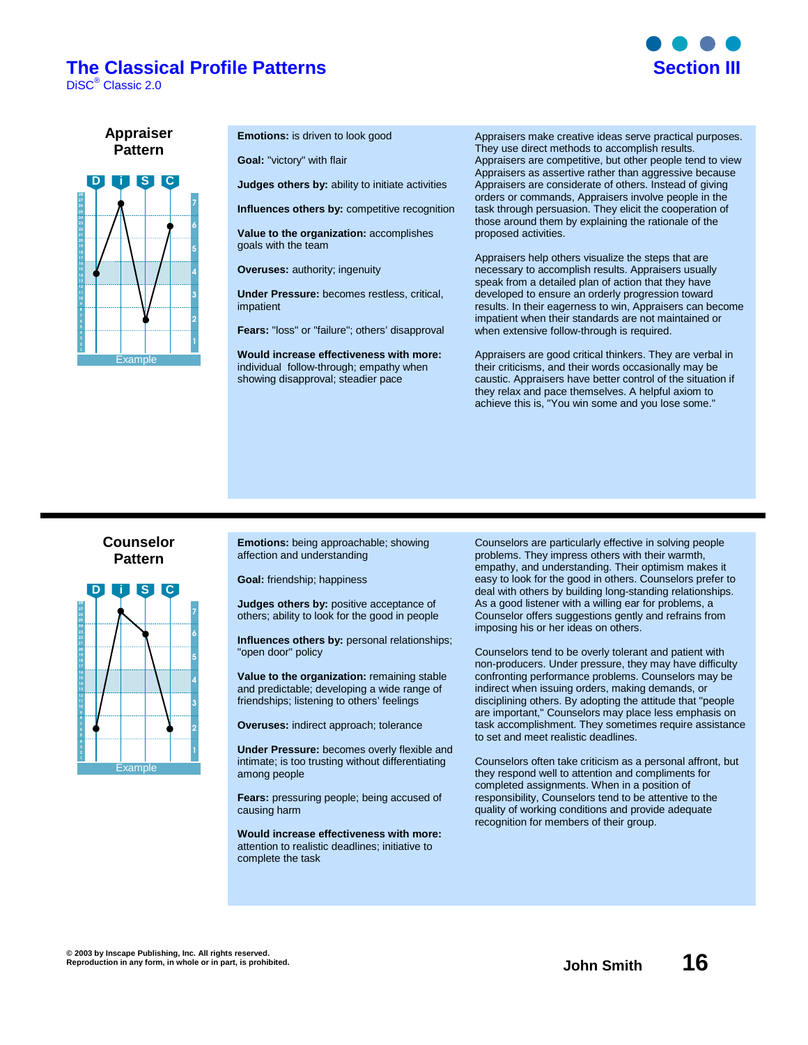# The Classical Profile Patterns

DiSC® Classic 2.0

## Section III

### Appraiser Pattern

Example

**Emotions:** is driven to look good

**Goal:** "victory" with flair

**Judges others by:** ability to initiate activities

**Influences others by:** competitive recognition

**Value to the organization:** accomplishes goals with the team

**Overuses:** authority; ingenuity

**Under Pressure:** becomes restless, critical, impatient

**Fears:** "loss" or "failure"; others' disapproval

**Would increase effectiveness with more:** individual follow-through; empathy when showing disapproval; steadier pace

Appraisers make creative ideas serve practical purposes. They use direct methods to accomplish results. Appraisers are competitive, but other people tend to view Appraisers as assertive rather than aggressive because Appraisers are considerate of others. Instead of giving orders or commands, Appraisers involve people in the task through persuasion. They elicit the cooperation of those around them by explaining the rationale of the proposed activities.

Appraisers help others visualize the steps that are necessary to accomplish results. Appraisers usually speak from a detailed plan of action that they have developed to ensure an orderly progression toward results. In their eagerness to win, Appraisers can become impatient when their standards are not maintained or when extensive follow-through is required.

Appraisers are good critical thinkers. They are verbal in their criticisms, and their words occasionally may be caustic. Appraisers have better control of the situation if they relax and pace themselves. A helpful axiom to achieve this is, "You win some and you lose some."

---

### Counselor Pattern

Example

**Emotions:** being approachable; showing affection and understanding

**Goal:** friendship; happiness

**Judges others by:** positive acceptance of others; ability to look for the good in people

**Influences others by:** personal relationships; "open door" policy

**Value to the organization:** remaining stable and predictable; developing a wide range of friendships; listening to others' feelings

**Overuses:** indirect approach; tolerance

**Under Pressure:** becomes overly flexible and intimate; is too trusting without differentiating among people

**Fears:** pressuring people; being accused of causing harm

**Would increase effectiveness with more:** attention to realistic deadlines; initiative to complete the task

Counselors are particularly effective in solving people problems. They impress others with their warmth, empathy, and understanding. Their optimism makes it easy to look for the good in others. Counselors prefer to deal with others by building long-standing relationships. As a good listener with a willing ear for problems, a Counselor offers suggestions gently and refrains from imposing his or her ideas on others.

Counselors tend to be overly tolerant and patient with non-producers. Under pressure, they may have difficulty confronting performance problems. Counselors may be indirect when issuing orders, making demands, or disciplining others. By adopting the attitude that "people are important," Counselors may place less emphasis on task accomplishment. They sometimes require assistance to set and meet realistic deadlines.

Counselors often take criticism as a personal affront, but they respond well to attention and compliments for completed assignments. When in a position of responsibility, Counselors tend to be attentive to the quality of working conditions and provide adequate recognition for members of their group.

© 2003 by Inscape Publishing, Inc. All rights reserved.
Reproduction in any form, in whole or in part, is prohibited.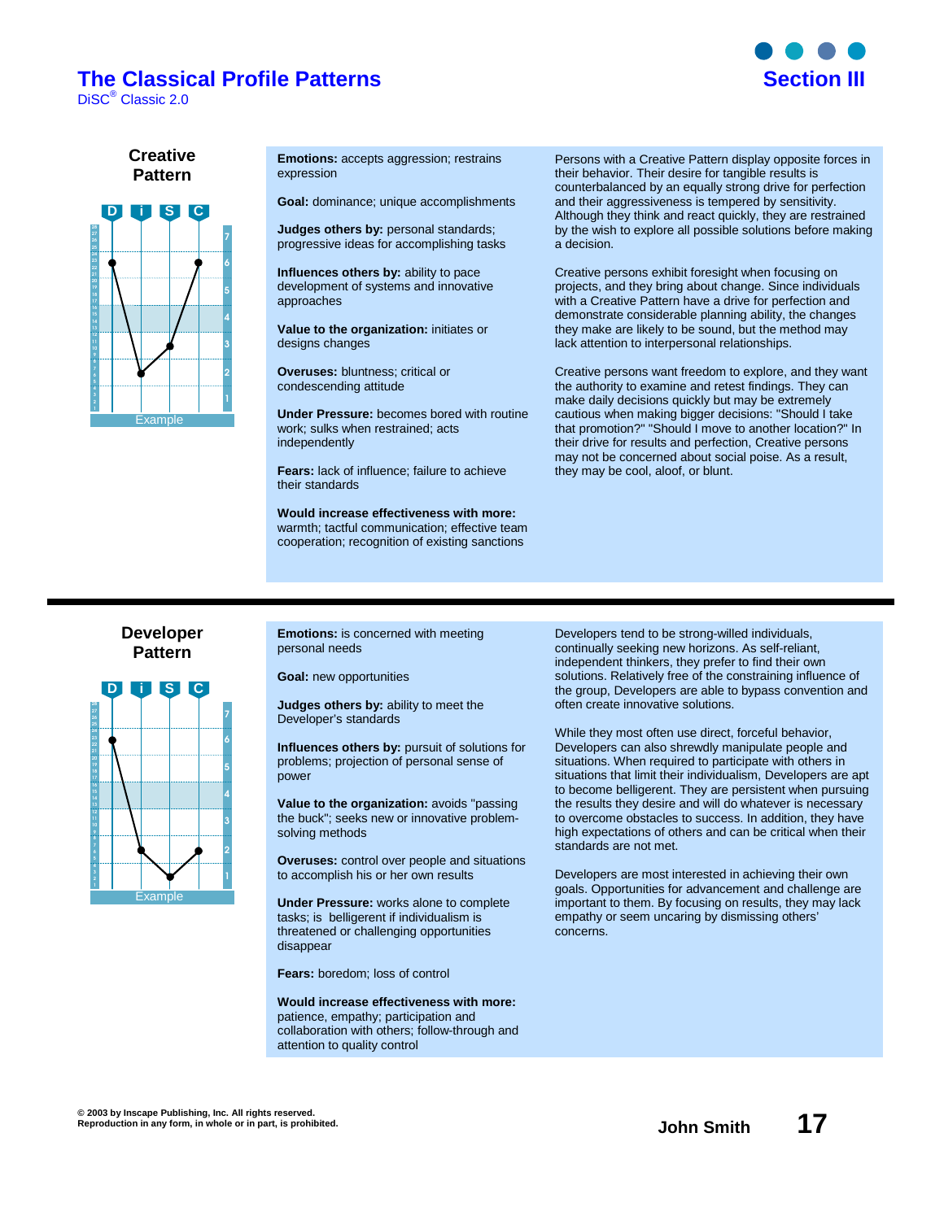# The Classical Profile Patterns

DiSC® Classic 2.0

## Section III

### Creative Pattern

**Emotions:** accepts aggression; restrains expression

**Goal:** dominance; unique accomplishments

**Judges others by:** personal standards; progressive ideas for accomplishing tasks

**Influences others by:** ability to pace development of systems and innovative approaches

**Value to the organization:** initiates or designs changes

**Overuses:** bluntness; critical or condescending attitude

**Under Pressure:** becomes bored with routine work; sulks when restrained; acts independently

**Fears:** lack of influence; failure to achieve their standards

**Would increase effectiveness with more:** warmth; tactful communication; effective team cooperation; recognition of existing sanctions

Persons with a Creative Pattern display opposite forces in their behavior. Their desire for tangible results is counterbalanced by an equally strong drive for perfection and their aggressiveness is tempered by sensitivity. Although they think and react quickly, they are restrained by the wish to explore all possible solutions before making a decision.

Creative persons exhibit foresight when focusing on projects, and they bring about change. Since individuals with a Creative Pattern have a drive for perfection and demonstrate considerable planning ability, the changes they make are likely to be sound, but the method may lack attention to interpersonal relationships.

Creative persons want freedom to explore, and they want the authority to examine and retest findings. They can make daily decisions quickly but may be extremely cautious when making bigger decisions: "Should I take that promotion?" "Should I move to another location?" In their drive for results and perfection, Creative persons may not be concerned about social poise. As a result, they may be cool, aloof, or blunt.

### Developer Pattern

**Emotions:** is concerned with meeting personal needs

**Goal:** new opportunities

**Judges others by:** ability to meet the Developer's standards

**Influences others by:** pursuit of solutions for problems; projection of personal sense of power

**Value to the organization:** avoids "passing the buck"; seeks new or innovative problem-solving methods

**Overuses:** control over people and situations to accomplish his or her own results

**Under Pressure:** works alone to complete tasks; is belligerent if individualism is threatened or challenging opportunities disappear

**Fears:** boredom; loss of control

**Would increase effectiveness with more:** patience, empathy; participation and collaboration with others; follow-through and attention to quality control

Developers tend to be strong-willed individuals, continually seeking new horizons. As self-reliant, independent thinkers, they prefer to find their own solutions. Relatively free of the constraining influence of the group, Developers are able to bypass convention and often create innovative solutions.

While they most often use direct, forceful behavior, Developers can also shrewdly manipulate people and situations. When required to participate with others in situations that limit their individualism, Developers are apt to become belligerent. They are persistent when pursuing the results they desire and will do whatever is necessary to overcome obstacles to success. In addition, they have high expectations of others and can be critical when their standards are not met.

Developers are most interested in achieving their own goals. Opportunities for advancement and challenge are important to them. By focusing on results, they may lack empathy or seem uncaring by dismissing others' concerns.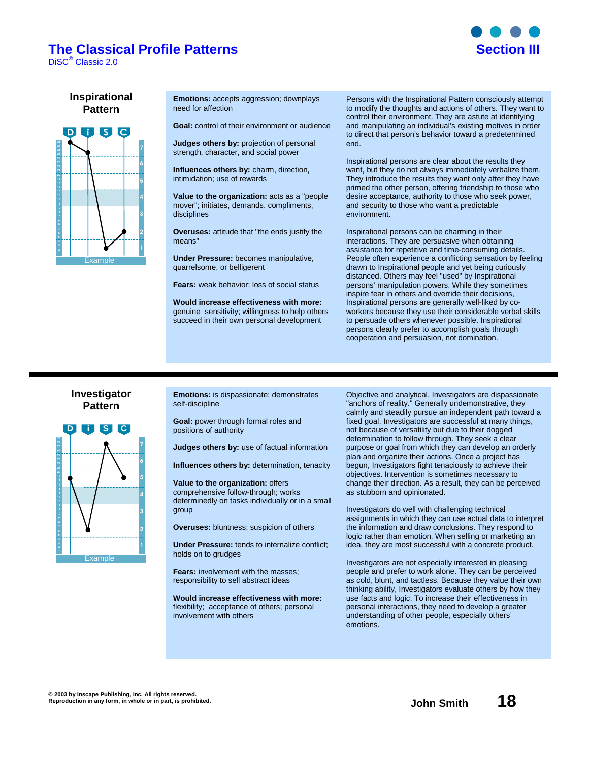# The Classical Profile Patterns

DiSC® Classic 2.0

## Section III

### Inspirational Pattern

**Emotions:** accepts aggression; downplays need for affection

**Goal:** control of their environment or audience

**Judges others by:** projection of personal strength, character, and social power

**Influences others by:** charm, direction, intimidation; use of rewards

**Value to the organization:** acts as a "people mover"; initiates, demands, compliments, disciplines

**Overuses:** attitude that "the ends justify the means"

**Under Pressure:** becomes manipulative, quarrelsome, or belligerent

**Fears:** weak behavior; loss of social status

**Would increase effectiveness with more:** genuine sensitivity; willingness to help others succeed in their own personal development

Persons with the Inspirational Pattern consciously attempt to modify the thoughts and actions of others. They want to control their environment. They are astute at identifying and manipulating an individual's existing motives in order to direct that person's behavior toward a predetermined end.

Inspirational persons are clear about the results they want, but they do not always immediately verbalize them. They introduce the results they want only after they have primed the other person, offering friendship to those who desire acceptance, authority to those who seek power, and security to those who want a predictable environment.

Inspirational persons can be charming in their interactions. They are persuasive when obtaining assistance for repetitive and time-consuming details. People often experience a conflicting sensation by feeling drawn to Inspirational people and yet being curiously distanced. Others may feel "used" by Inspirational persons' manipulation powers. While they sometimes inspire fear in others and override their decisions, Inspirational persons are generally well-liked by co-workers because they use their considerable verbal skills to persuade others whenever possible. Inspirational persons clearly prefer to accomplish goals through cooperation and persuasion, not domination.

---

### Investigator Pattern

**Emotions:** is dispassionate; demonstrates self-discipline

**Goal:** power through formal roles and positions of authority

**Judges others by:** use of factual information

**Influences others by:** determination, tenacity

**Value to the organization:** offers comprehensive follow-through; works determinedly on tasks individually or in a small group

**Overuses:** bluntness; suspicion of others

**Under Pressure:** tends to internalize conflict; holds on to grudges

**Fears:** involvement with the masses; responsibility to sell abstract ideas

**Would increase effectiveness with more:** flexibility; acceptance of others; personal involvement with others

Objective and analytical, Investigators are dispassionate "anchors of reality." Generally undemonstrative, they calmly and steadily pursue an independent path toward a fixed goal. Investigators are successful at many things, not because of versatility but due to their dogged determination to follow through. They seek a clear purpose or goal from which they can develop an orderly plan and organize their actions. Once a project has begun, Investigators fight tenaciously to achieve their objectives. Intervention is sometimes necessary to change their direction. As a result, they can be perceived as stubborn and opinionated.

Investigators do well with challenging technical assignments in which they can use actual data to interpret the information and draw conclusions. They respond to logic rather than emotion. When selling or marketing an idea, they are most successful with a concrete product.

Investigators are not especially interested in pleasing people and prefer to work alone. They can be perceived as cold, blunt, and tactless. Because they value their own thinking ability, Investigators evaluate others by how they use facts and logic. To increase their effectiveness in personal interactions, they need to develop a greater understanding of other people, especially others' emotions.

© 2003 by Inscape Publishing, Inc. All rights reserved.
Reproduction in any form, in whole or in part, is prohibited.

John Smith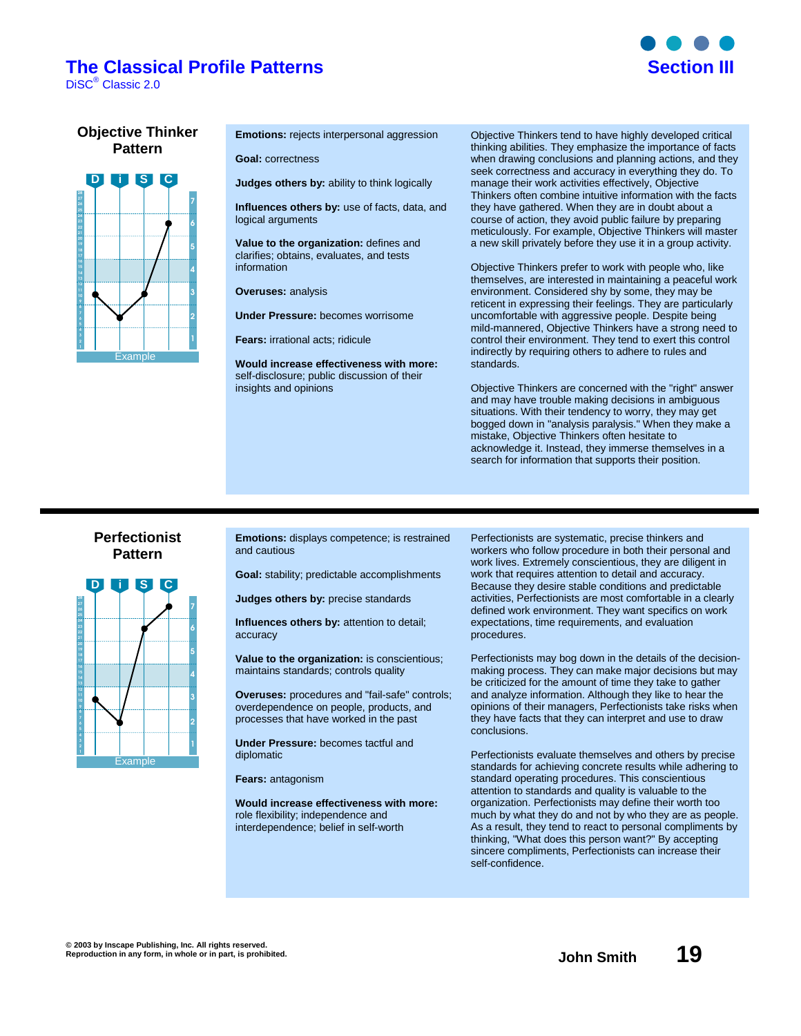# The Classical Profile Patterns

DiSC® Classic 2.0

## Section III

### Objective Thinker Pattern

**Emotions:** rejects interpersonal aggression

**Goal:** correctness

**Judges others by:** ability to think logically

**Influences others by:** use of facts, data, and logical arguments

**Value to the organization:** defines and clarifies; obtains, evaluates, and tests information

**Overuses:** analysis

**Under Pressure:** becomes worrisome

**Fears:** irrational acts; ridicule

**Would increase effectiveness with more:** self-disclosure; public discussion of their insights and opinions

Objective Thinkers tend to have highly developed critical thinking abilities. They emphasize the importance of facts when drawing conclusions and planning actions, and they seek correctness and accuracy in everything they do. To manage their work activities effectively, Objective Thinkers often combine intuitive information with the facts they have gathered. When they are in doubt about a course of action, they avoid public failure by preparing meticulously. For example, Objective Thinkers will master a new skill privately before they use it in a group activity.

Objective Thinkers prefer to work with people who, like themselves, are interested in maintaining a peaceful work environment. Considered shy by some, they may be reticent in expressing their feelings. They are particularly uncomfortable with aggressive people. Despite being mild-mannered, Objective Thinkers have a strong need to control their environment. They tend to exert this control indirectly by requiring others to adhere to rules and standards.

Objective Thinkers are concerned with the "right" answer and may have trouble making decisions in ambiguous situations. With their tendency to worry, they may get bogged down in "analysis paralysis." When they make a mistake, Objective Thinkers often hesitate to acknowledge it. Instead, they immerse themselves in a search for information that supports their position.

### Perfectionist Pattern

**Emotions:** displays competence; is restrained and cautious

**Goal:** stability; predictable accomplishments

**Judges others by:** precise standards

**Influences others by:** attention to detail; accuracy

**Value to the organization:** is conscientious; maintains standards; controls quality

**Overuses:** procedures and "fail-safe" controls; overdependence on people, products, and processes that have worked in the past

**Under Pressure:** becomes tactful and diplomatic

**Fears:** antagonism

**Would increase effectiveness with more:** role flexibility; independence and interdependence; belief in self-worth

Perfectionists are systematic, precise thinkers and workers who follow procedure in both their personal and work lives. Extremely conscientious, they are diligent in work that requires attention to detail and accuracy. Because they desire stable conditions and predictable activities, Perfectionists are most comfortable in a clearly defined work environment. They want specifics on work expectations, time requirements, and evaluation procedures.

Perfectionists may bog down in the details of the decision-making process. They can make major decisions but may be criticized for the amount of time they take to gather and analyze information. Although they like to hear the opinions of their managers, Perfectionists take risks when they have facts that they can interpret and use to draw conclusions.

Perfectionists evaluate themselves and others by precise standards for achieving concrete results while adhering to standard operating procedures. This conscientious attention to standards and quality is valuable to the organization. Perfectionists may define their worth too much by what they do and not by who they are as people. As a result, they tend to react to personal compliments by thinking, "What does this person want?" By accepting sincere compliments, Perfectionists can increase their self-confidence.

© 2003 by Inscape Publishing, Inc. All rights reserved.
Reproduction in any form, in whole or in part, is prohibited.

John Smith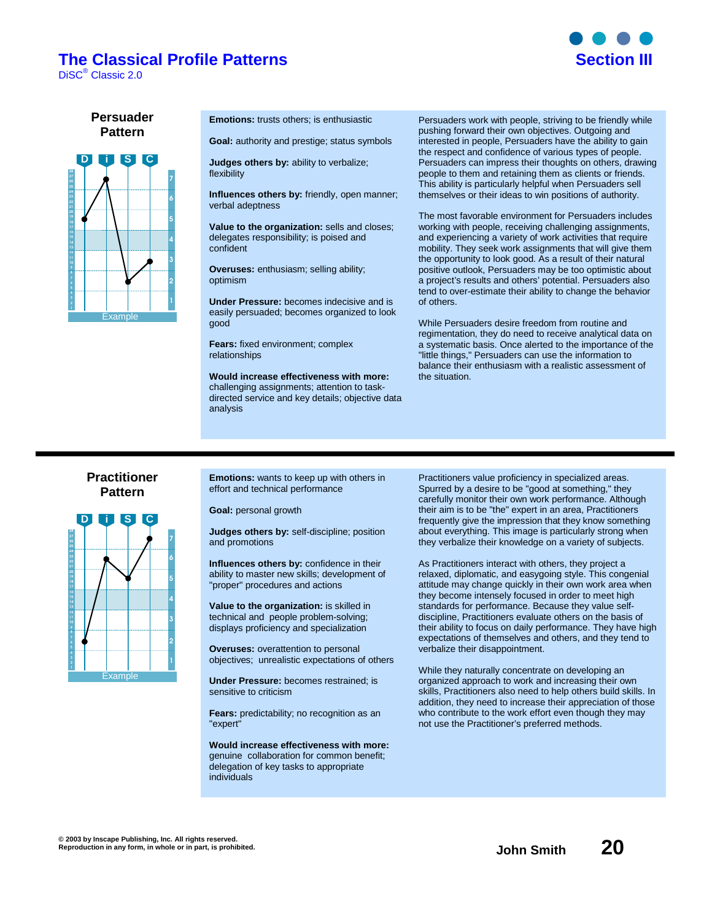# The Classical Profile Patterns

DiSC® Classic 2.0

## Section III

### Persuader Pattern

Example

**Emotions:** trusts others; is enthusiastic

**Goal:** authority and prestige; status symbols

**Judges others by:** ability to verbalize; flexibility

**Influences others by:** friendly, open manner; verbal adeptness

**Value to the organization:** sells and closes; delegates responsibility; is poised and confident

**Overuses:** enthusiasm; selling ability; optimism

**Under Pressure:** becomes indecisive and is easily persuaded; becomes organized to look good

**Fears:** fixed environment; complex relationships

**Would increase effectiveness with more:** challenging assignments; attention to task-directed service and key details; objective data analysis

Persuaders work with people, striving to be friendly while pushing forward their own objectives. Outgoing and interested in people, Persuaders have the ability to gain the respect and confidence of various types of people. Persuaders can impress their thoughts on others, drawing people to them and retaining them as clients or friends. This ability is particularly helpful when Persuaders sell themselves or their ideas to win positions of authority.

The most favorable environment for Persuaders includes working with people, receiving challenging assignments, and experiencing a variety of work activities that require mobility. They seek work assignments that will give them the opportunity to look good. As a result of their natural positive outlook, Persuaders may be too optimistic about a project's results and others' potential. Persuaders also tend to over-estimate their ability to change the behavior of others.

While Persuaders desire freedom from routine and regimentation, they do need to receive analytical data on a systematic basis. Once alerted to the importance of the "little things," Persuaders can use the information to balance their enthusiasm with a realistic assessment of the situation.

---

### Practitioner Pattern

Example

**Emotions:** wants to keep up with others in effort and technical performance

**Goal:** personal growth

**Judges others by:** self-discipline; position and promotions

**Influences others by:** confidence in their ability to master new skills; development of "proper" procedures and actions

**Value to the organization:** is skilled in technical and people problem-solving; displays proficiency and specialization

**Overuses:** overattention to personal objectives; unrealistic expectations of others

**Under Pressure:** becomes restrained; is sensitive to criticism

**Fears:** predictability; no recognition as an "expert"

**Would increase effectiveness with more:** genuine collaboration for common benefit; delegation of key tasks to appropriate individuals

Practitioners value proficiency in specialized areas. Spurred by a desire to be "good at something," they carefully monitor their own work performance. Although their aim is to be "the" expert in an area, Practitioners frequently give the impression that they know something about everything. This image is particularly strong when they verbalize their knowledge on a variety of subjects.

As Practitioners interact with others, they project a relaxed, diplomatic, and easygoing style. This congenial attitude may change quickly in their own work area when they become intensely focused in order to meet high standards for performance. Because they value self-discipline, Practitioners evaluate others on the basis of their ability to focus on daily performance. They have high expectations of themselves and others, and they tend to verbalize their disappointment.

While they naturally concentrate on developing an organized approach to work and increasing their own skills, Practitioners also need to help others build skills. In addition, they need to increase their appreciation of those who contribute to the work effort even though they may not use the Practitioner's preferred methods.

© 2003 by Inscape Publishing, Inc. All rights reserved.
Reproduction in any form, in whole or in part, is prohibited.

John Smith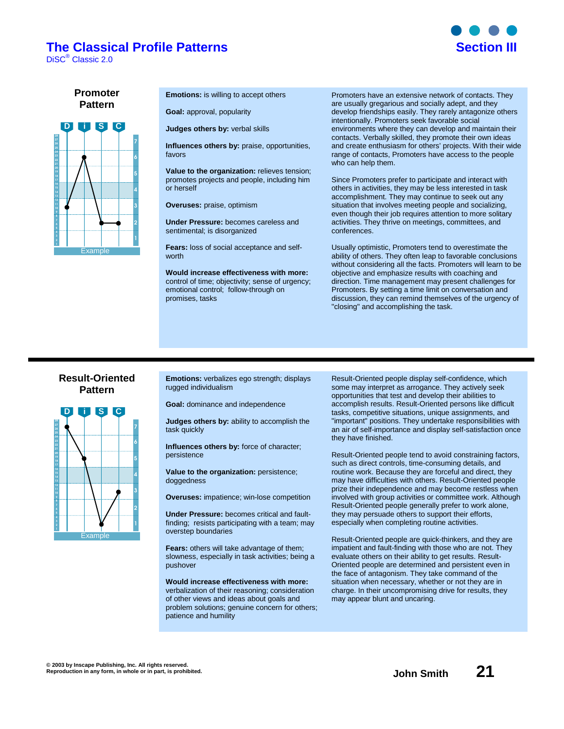# The Classical Profile Patterns

DiSC® Classic 2.0

## Section III

### Promoter Pattern

Example

**Emotions:** is willing to accept others

**Goal:** approval, popularity

**Judges others by:** verbal skills

**Influences others by:** praise, opportunities, favors

**Value to the organization:** relieves tension; promotes projects and people, including him or herself

**Overuses:** praise, optimism

**Under Pressure:** becomes careless and sentimental; is disorganized

**Fears:** loss of social acceptance and self-worth

**Would increase effectiveness with more:** control of time; objectivity; sense of urgency; emotional control; follow-through on promises, tasks

Promoters have an extensive network of contacts. They are usually gregarious and socially adept, and they develop friendships easily. They rarely antagonize others intentionally. Promoters seek favorable social environments where they can develop and maintain their contacts. Verbally skilled, they promote their own ideas and create enthusiasm for others' projects. With their wide range of contacts, Promoters have access to the people who can help them.

Since Promoters prefer to participate and interact with others in activities, they may be less interested in task accomplishment. They may continue to seek out any situation that involves meeting people and socializing, even though their job requires attention to more solitary activities. They thrive on meetings, committees, and conferences.

Usually optimistic, Promoters tend to overestimate the ability of others. They often leap to favorable conclusions without considering all the facts. Promoters will learn to be objective and emphasize results with coaching and direction. Time management may present challenges for Promoters. By setting a time limit on conversation and discussion, they can remind themselves of the urgency of "closing" and accomplishing the task.

### Result-Oriented Pattern

Example

**Emotions:** verbalizes ego strength; displays rugged individualism

**Goal:** dominance and independence

**Judges others by:** ability to accomplish the task quickly

**Influences others by:** force of character; persistence

**Value to the organization:** persistence; doggedness

**Overuses:** impatience; win-lose competition

**Under Pressure:** becomes critical and fault-finding; resists participating with a team; may overstep boundaries

**Fears:** others will take advantage of them; slowness, especially in task activities; being a pushover

**Would increase effectiveness with more:** verbalization of their reasoning; consideration of other views and ideas about goals and problem solutions; genuine concern for others; patience and humility

Result-Oriented people display self-confidence, which some may interpret as arrogance. They actively seek opportunities that test and develop their abilities to accomplish results. Result-Oriented persons like difficult tasks, competitive situations, unique assignments, and "important" positions. They undertake responsibilities with an air of self-importance and display self-satisfaction once they have finished.

Result-Oriented people tend to avoid constraining factors, such as direct controls, time-consuming details, and routine work. Because they are forceful and direct, they may have difficulties with others. Result-Oriented people prize their independence and may become restless when involved with group activities or committee work. Although Result-Oriented people generally prefer to work alone, they may persuade others to support their efforts, especially when completing routine activities.

Result-Oriented people are quick-thinkers, and they are impatient and fault-finding with those who are not. They evaluate others on their ability to get results. Result-Oriented people are determined and persistent even in the face of antagonism. They take command of the situation when necessary, whether or not they are in charge. In their uncompromising drive for results, they may appear blunt and uncaring.

© 2003 by Inscape Publishing, Inc. All rights reserved.
Reproduction in any form, in whole or in part, is prohibited.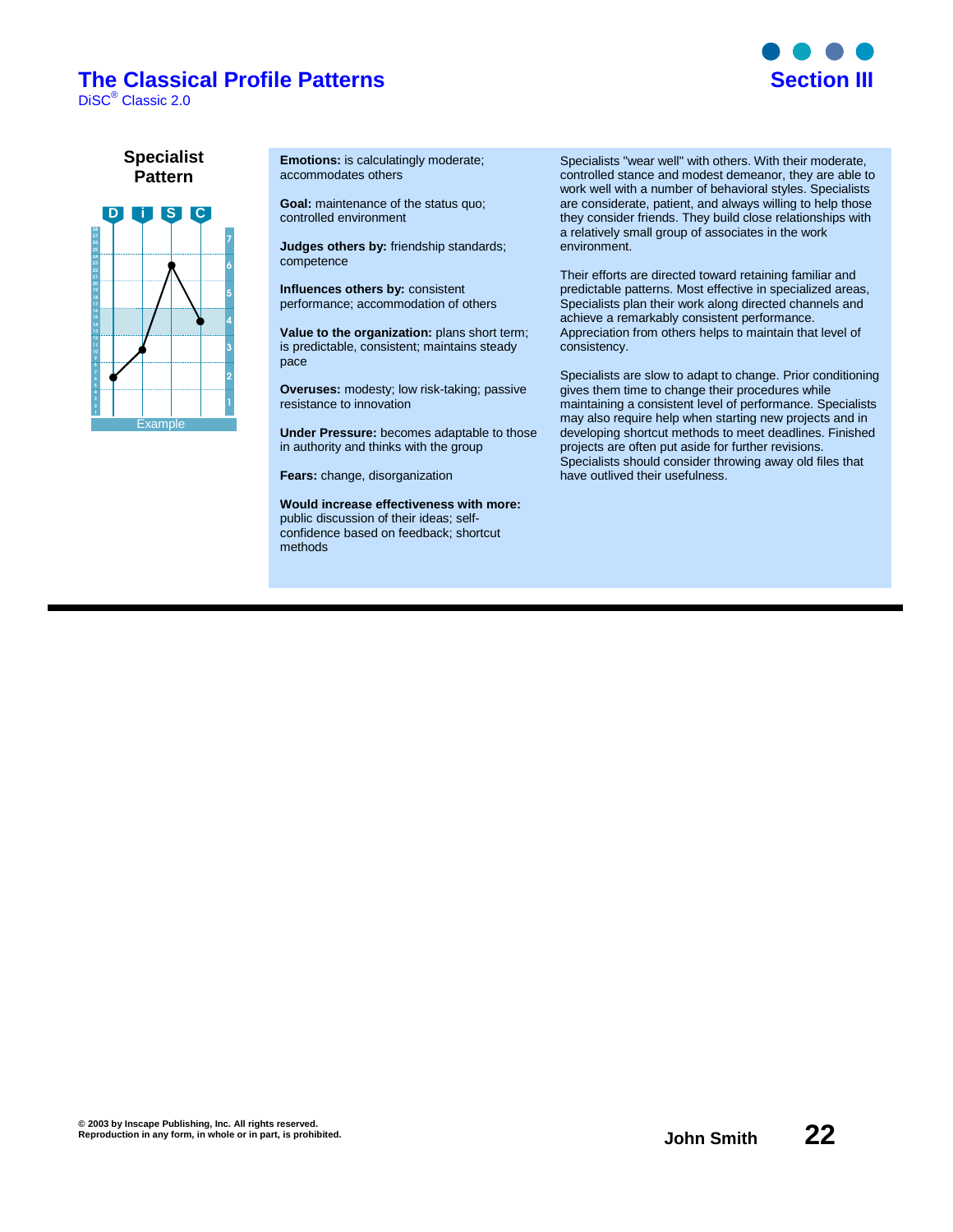# The Classical Profile Patterns

DiSC® Classic 2.0

## Section III

### Specialist Pattern

Example

**Emotions:** is calculatingly moderate; accommodates others

**Goal:** maintenance of the status quo; controlled environment

**Judges others by:** friendship standards; competence

**Influences others by:** consistent performance; accommodation of others

**Value to the organization:** plans short term; is predictable, consistent; maintains steady pace

**Overuses:** modesty; low risk-taking; passive resistance to innovation

**Under Pressure:** becomes adaptable to those in authority and thinks with the group

**Fears:** change, disorganization

**Would increase effectiveness with more:** public discussion of their ideas; self-confidence based on feedback; shortcut methods

Specialists "wear well" with others. With their moderate, controlled stance and modest demeanor, they are able to work well with a number of behavioral styles. Specialists are considerate, patient, and always willing to help those they consider friends. They build close relationships with a relatively small group of associates in the work environment.

Their efforts are directed toward retaining familiar and predictable patterns. Most effective in specialized areas, Specialists plan their work along directed channels and achieve a remarkably consistent performance. Appreciation from others helps to maintain that level of consistency.

Specialists are slow to adapt to change. Prior conditioning gives them time to change their procedures while maintaining a consistent level of performance. Specialists may also require help when starting new projects and in developing shortcut methods to meet deadlines. Finished projects are often put aside for further revisions. Specialists should consider throwing away old files that have outlived their usefulness.

© 2003 by Inscape Publishing, Inc. All rights reserved.
Reproduction in any form, in whole or in part, is prohibited.

John Smith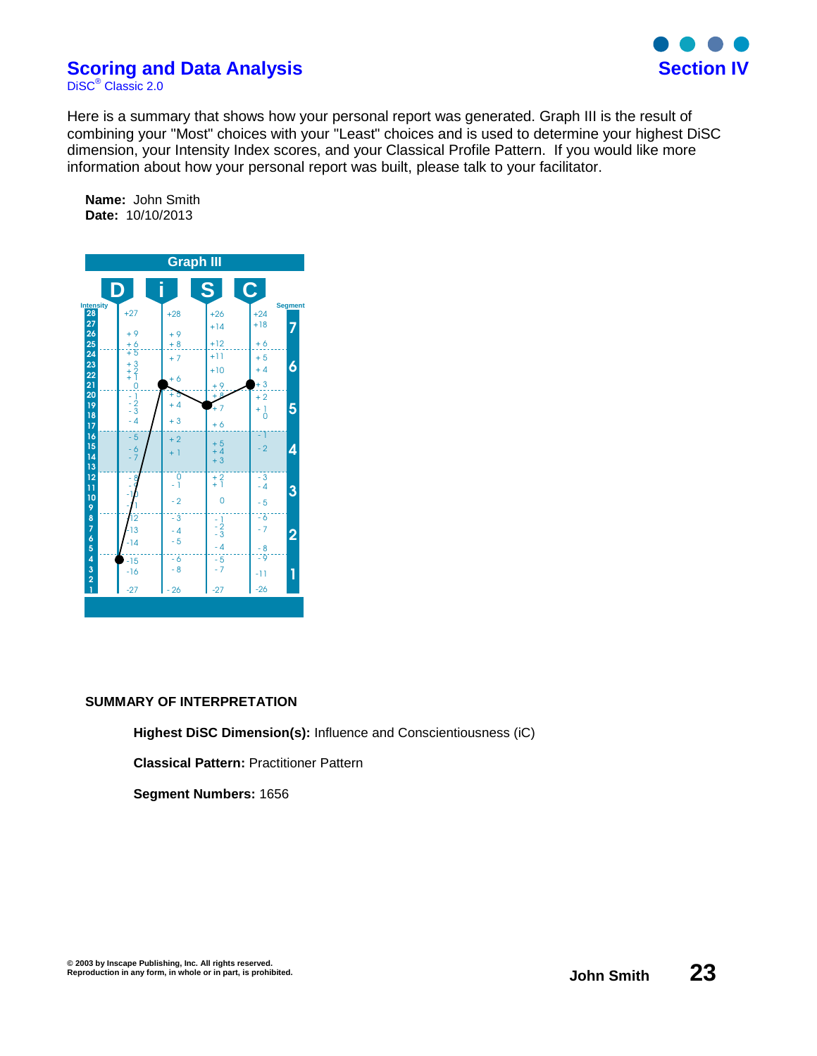# Scoring and Data Analysis

DiSC® Classic 2.0

## Section IV

Here is a summary that shows how your personal report was generated. Graph III is the result of combining your "Most" choices with your "Least" choices and is used to determine your highest DiSC dimension, your Intensity Index scores, and your Classical Profile Pattern. If you would like more information about how your personal report was built, please talk to your facilitator.

**Name:** John Smith
**Date:** 10/10/2013

Graph III

D i S C

Intensity

Segment

### SUMMARY OF INTERPRETATION

**Highest DiSC Dimension(s):** Influence and Conscientiousness (iC)

**Classical Pattern:** Practitioner Pattern

**Segment Numbers:** 1656

© 2003 by Inscape Publishing, Inc. All rights reserved.
Reproduction in any form, in whole or in part, is prohibited.